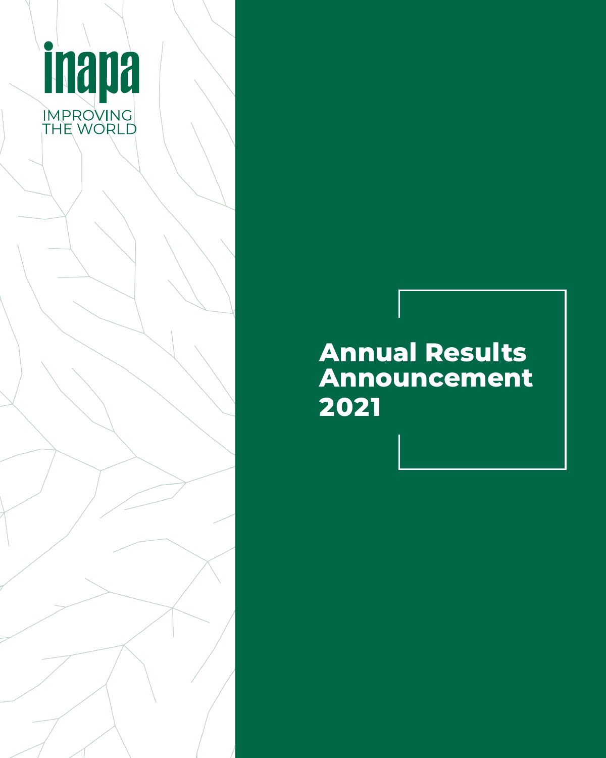inapa

IMPROVING THE WORLD

# Annual Results Announcement 2021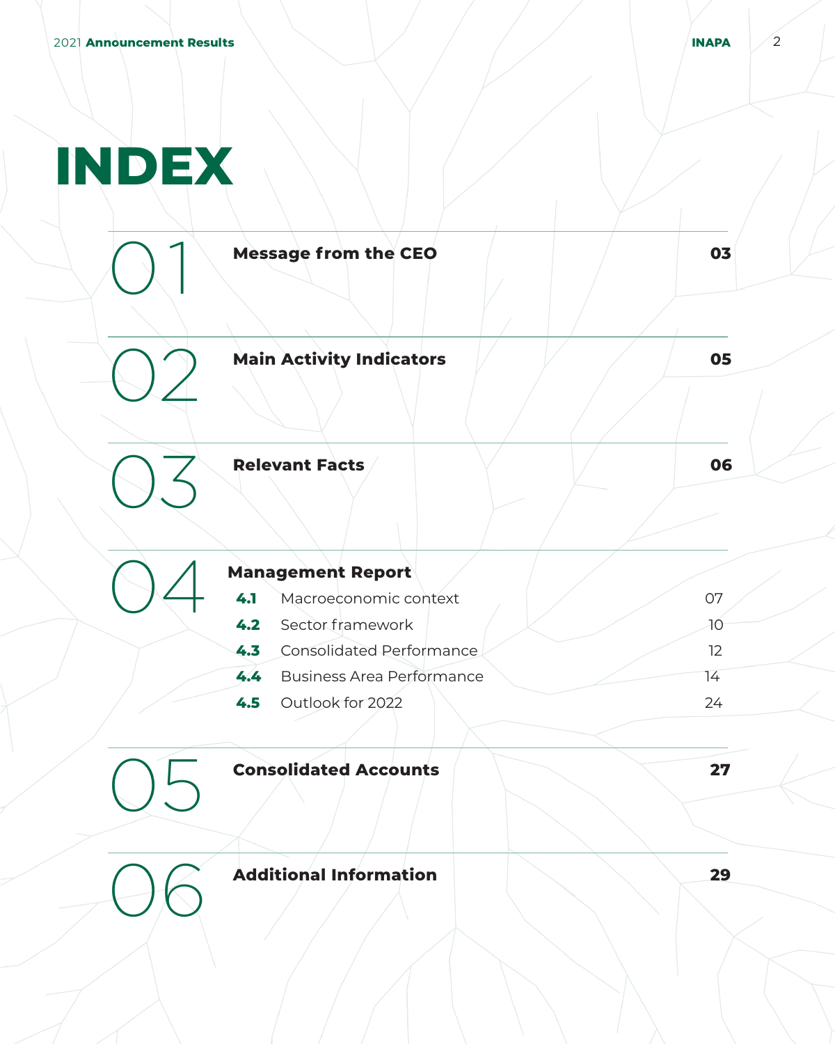# INDEX

| | | |
|---|---|---|
| 01 | **Message from the CEO** | **03** |
| 02 | **Main Activity Indicators** | **05** |
| 03 | **Relevant Facts** | **06** |
| 04 | **Management Report** | |
| | **4.1** Macroeconomic context | 07 |
| | **4.2** Sector framework | 10 |
| | **4.3** Consolidated Performance | 12 |
| | **4.4** Business Area Performance | 14 |
| | **4.5** Outlook for 2022 | 24 |
| 05 | **Consolidated Accounts** | **27** |
| 06 | **Additional Information** | **29** |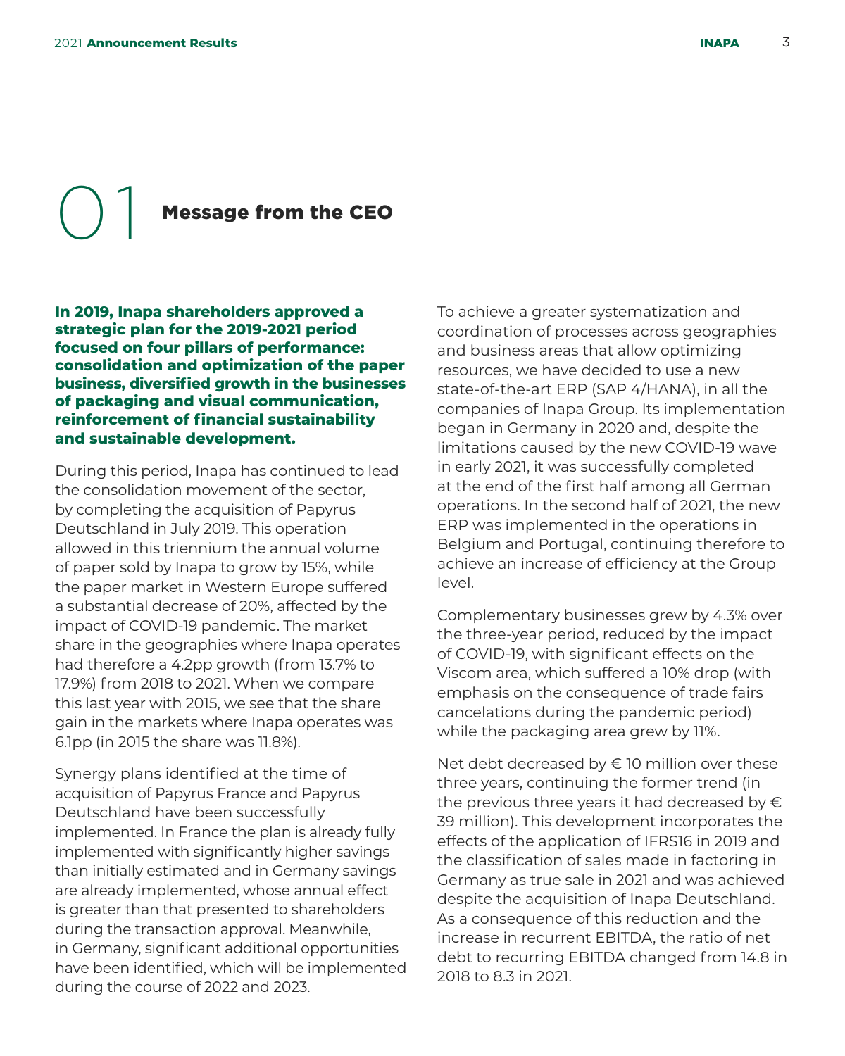# 01 Message from the CEO

**In 2019, Inapa shareholders approved a strategic plan for the 2019-2021 period focused on four pillars of performance: consolidation and optimization of the paper business, diversified growth in the businesses of packaging and visual communication, reinforcement of financial sustainability and sustainable development.**

During this period, Inapa has continued to lead the consolidation movement of the sector, by completing the acquisition of Papyrus Deutschland in July 2019. This operation allowed in this triennium the annual volume of paper sold by Inapa to grow by 15%, while the paper market in Western Europe suffered a substantial decrease of 20%, affected by the impact of COVID-19 pandemic. The market share in the geographies where Inapa operates had therefore a 4.2pp growth (from 13.7% to 17.9%) from 2018 to 2021. When we compare this last year with 2015, we see that the share gain in the markets where Inapa operates was 6.1pp (in 2015 the share was 11.8%).

Synergy plans identified at the time of acquisition of Papyrus France and Papyrus Deutschland have been successfully implemented. In France the plan is already fully implemented with significantly higher savings than initially estimated and in Germany savings are already implemented, whose annual effect is greater than that presented to shareholders during the transaction approval. Meanwhile, in Germany, significant additional opportunities have been identified, which will be implemented during the course of 2022 and 2023.

To achieve a greater systematization and coordination of processes across geographies and business areas that allow optimizing resources, we have decided to use a new state-of-the-art ERP (SAP 4/HANA), in all the companies of Inapa Group. Its implementation began in Germany in 2020 and, despite the limitations caused by the new COVID-19 wave in early 2021, it was successfully completed at the end of the first half among all German operations. In the second half of 2021, the new ERP was implemented in the operations in Belgium and Portugal, continuing therefore to achieve an increase of efficiency at the Group level.

Complementary businesses grew by 4.3% over the three-year period, reduced by the impact of COVID-19, with significant effects on the Viscom area, which suffered a 10% drop (with emphasis on the consequence of trade fairs cancelations during the pandemic period) while the packaging area grew by 11%.

Net debt decreased by € 10 million over these three years, continuing the former trend (in the previous three years it had decreased by € 39 million). This development incorporates the effects of the application of IFRS16 in 2019 and the classification of sales made in factoring in Germany as true sale in 2021 and was achieved despite the acquisition of Inapa Deutschland. As a consequence of this reduction and the increase in recurrent EBITDA, the ratio of net debt to recurring EBITDA changed from 14.8 in 2018 to 8.3 in 2021.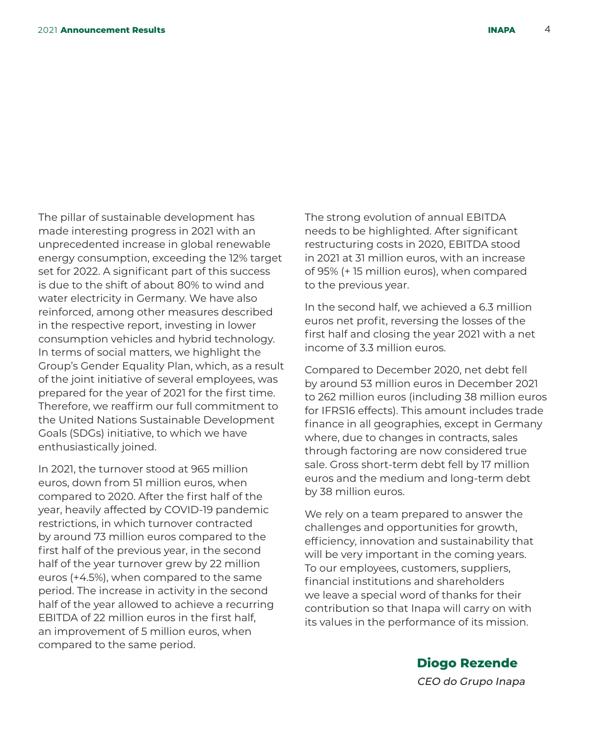The pillar of sustainable development has made interesting progress in 2021 with an unprecedented increase in global renewable energy consumption, exceeding the 12% target set for 2022. A significant part of this success is due to the shift of about 80% to wind and water electricity in Germany. We have also reinforced, among other measures described in the respective report, investing in lower consumption vehicles and hybrid technology. In terms of social matters, we highlight the Group's Gender Equality Plan, which, as a result of the joint initiative of several employees, was prepared for the year of 2021 for the first time. Therefore, we reaffirm our full commitment to the United Nations Sustainable Development Goals (SDGs) initiative, to which we have enthusiastically joined.

In 2021, the turnover stood at 965 million euros, down from 51 million euros, when compared to 2020. After the first half of the year, heavily affected by COVID-19 pandemic restrictions, in which turnover contracted by around 73 million euros compared to the first half of the previous year, in the second half of the year turnover grew by 22 million euros (+4.5%), when compared to the same period. The increase in activity in the second half of the year allowed to achieve a recurring EBITDA of 22 million euros in the first half, an improvement of 5 million euros, when compared to the same period.

The strong evolution of annual EBITDA needs to be highlighted. After significant restructuring costs in 2020, EBITDA stood in 2021 at 31 million euros, with an increase of 95% (+ 15 million euros), when compared to the previous year.

In the second half, we achieved a 6.3 million euros net profit, reversing the losses of the first half and closing the year 2021 with a net income of 3.3 million euros.

Compared to December 2020, net debt fell by around 53 million euros in December 2021 to 262 million euros (including 38 million euros for IFRS16 effects). This amount includes trade finance in all geographies, except in Germany where, due to changes in contracts, sales through factoring are now considered true sale. Gross short-term debt fell by 17 million euros and the medium and long-term debt by 38 million euros.

We rely on a team prepared to answer the challenges and opportunities for growth, efficiency, innovation and sustainability that will be very important in the coming years. To our employees, customers, suppliers, financial institutions and shareholders we leave a special word of thanks for their contribution so that Inapa will carry on with its values in the performance of its mission.

**Diogo Rezende**

*CEO do Grupo Inapa*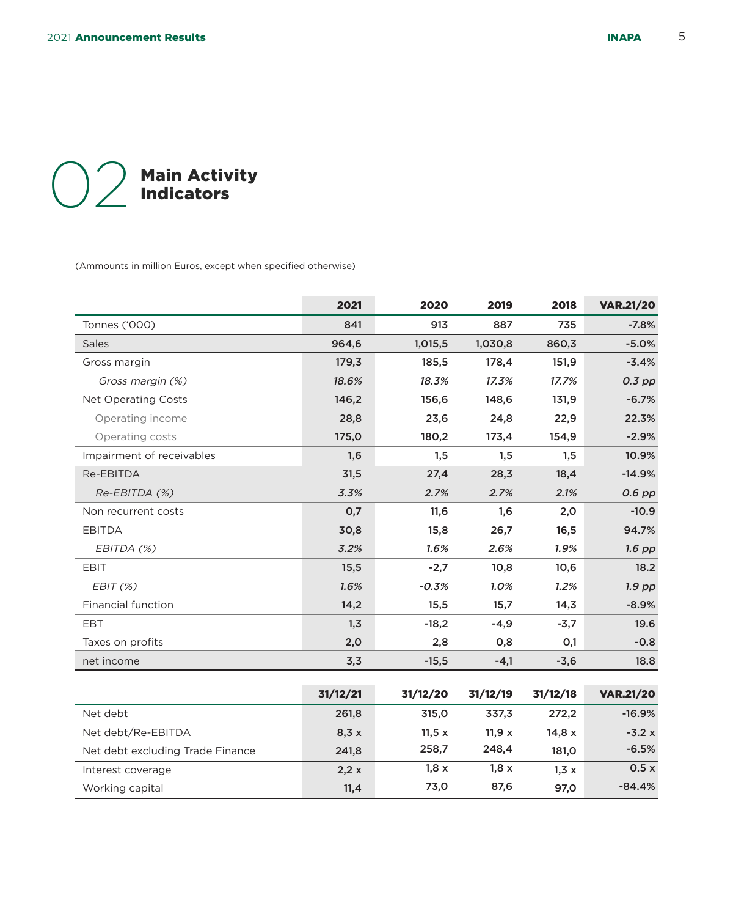# 02 Main Activity Indicators

(Ammounts in million Euros, except when specified otherwise)

| | 2021 | 2020 | 2019 | 2018 | VAR.21/20 |
|---|---|---|---|---|---|
| Tonnes ('000) | 841 | 913 | 887 | 735 | -7.8% |
| Sales | 964,6 | 1,015,5 | 1,030,8 | 860,3 | -5.0% |
| Gross margin | 179,3 | 185,5 | 178,4 | 151,9 | -3.4% |
| *Gross margin (%)* | *18.6%* | *18.3%* | *17.3%* | *17.7%* | *0.3 pp* |
| Net Operating Costs | 146,2 | 156,6 | 148,6 | 131,9 | -6.7% |
| Operating income | 28,8 | 23,6 | 24,8 | 22,9 | 22.3% |
| Operating costs | 175,0 | 180,2 | 173,4 | 154,9 | -2.9% |
| Impairment of receivables | 1,6 | 1,5 | 1,5 | 1,5 | 10.9% |
| Re-EBITDA | 31,5 | 27,4 | 28,3 | 18,4 | -14.9% |
| *Re-EBITDA (%)* | *3.3%* | *2.7%* | *2.7%* | *2.1%* | *0.6 pp* |
| Non recurrent costs | 0,7 | 11,6 | 1,6 | 2,0 | -10.9 |
| EBITDA | 30,8 | 15,8 | 26,7 | 16,5 | 94.7% |
| *EBITDA (%)* | *3.2%* | *1.6%* | *2.6%* | *1.9%* | *1.6 pp* |
| EBIT | 15,5 | -2,7 | 10,8 | 10,6 | 18.2 |
| *EBIT (%)* | *1.6%* | *-0.3%* | *1.0%* | *1.2%* | *1.9 pp* |
| Financial function | 14,2 | 15,5 | 15,7 | 14,3 | -8.9% |
| EBT | 1,3 | -18,2 | -4,9 | -3,7 | 19.6 |
| Taxes on profits | 2,0 | 2,8 | 0,8 | 0,1 | -0.8 |
| net income | 3,3 | -15,5 | -4,1 | -3,6 | 18.8 |

| | 31/12/21 | 31/12/20 | 31/12/19 | 31/12/18 | VAR.21/20 |
|---|---|---|---|---|---|
| Net debt | 261,8 | 315,0 | 337,3 | 272,2 | -16.9% |
| Net debt/Re-EBITDA | 8,3 x | 11,5 x | 11,9 x | 14,8 x | -3.2 x |
| Net debt excluding Trade Finance | 241,8 | 258,7 | 248,4 | 181,0 | -6.5% |
| Interest coverage | 2,2 x | 1,8 x | 1,8 x | 1,3 x | 0.5 x |
| Working capital | 11,4 | 73,0 | 87,6 | 97,0 | -84.4% |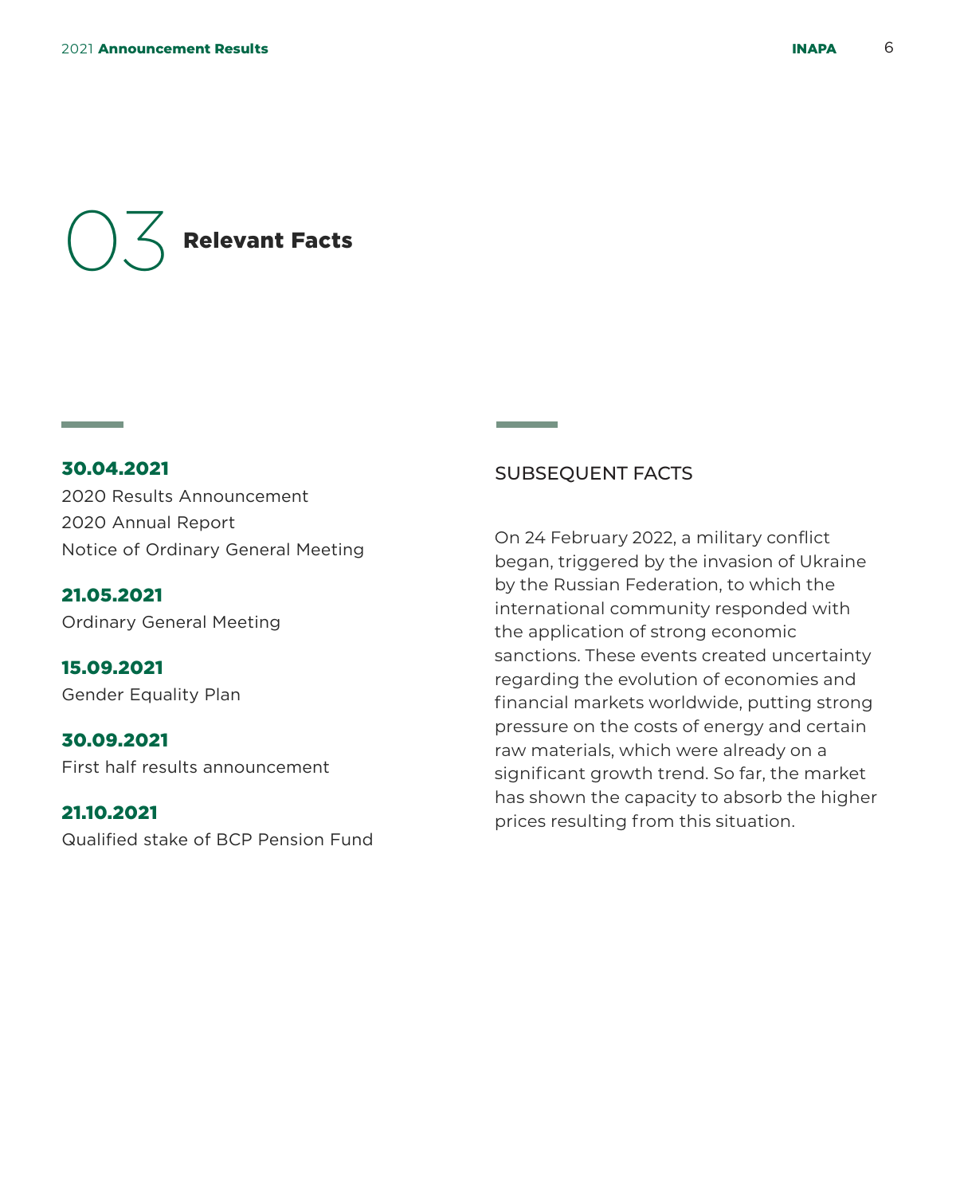# 03 Relevant Facts

**30.04.2021**
2020 Results Announcement
2020 Annual Report
Notice of Ordinary General Meeting

**21.05.2021**
Ordinary General Meeting

**15.09.2021**
Gender Equality Plan

**30.09.2021**
First half results announcement

**21.10.2021**
Qualified stake of BCP Pension Fund

## SUBSEQUENT FACTS

On 24 February 2022, a military conflict began, triggered by the invasion of Ukraine by the Russian Federation, to which the international community responded with the application of strong economic sanctions. These events created uncertainty regarding the evolution of economies and financial markets worldwide, putting strong pressure on the costs of energy and certain raw materials, which were already on a significant growth trend. So far, the market has shown the capacity to absorb the higher prices resulting from this situation.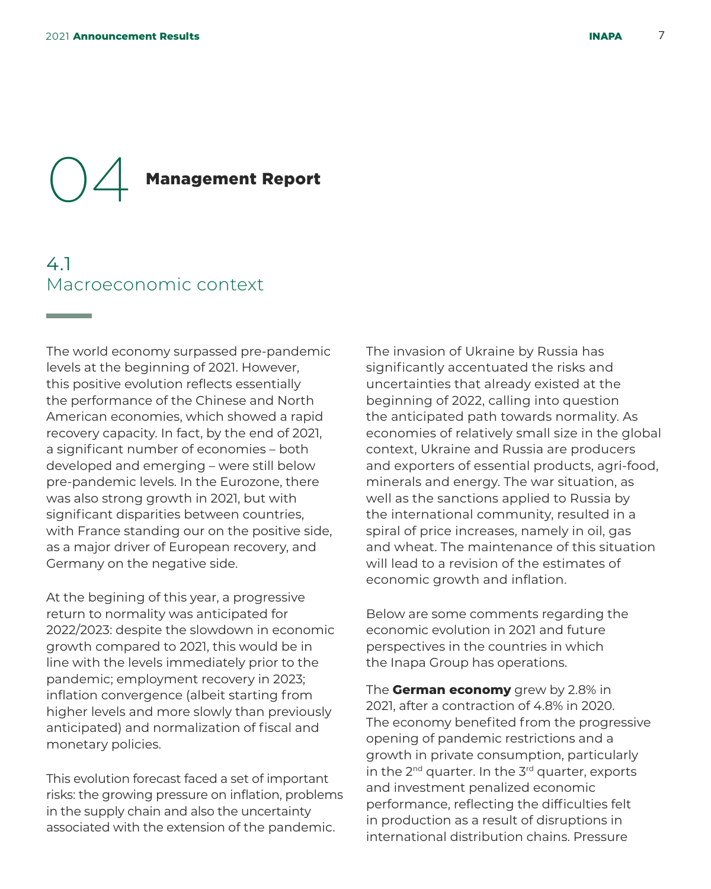# 04 Management Report

## 4.1 Macroeconomic context

The world economy surpassed pre-pandemic levels at the beginning of 2021. However, this positive evolution reflects essentially the performance of the Chinese and North American economies, which showed a rapid recovery capacity. In fact, by the end of 2021, a significant number of economies – both developed and emerging – were still below pre-pandemic levels. In the Eurozone, there was also strong growth in 2021, but with significant disparities between countries, with France standing our on the positive side, as a major driver of European recovery, and Germany on the negative side.

At the begining of this year, a progressive return to normality was anticipated for 2022/2023: despite the slowdown in economic growth compared to 2021, this would be in line with the levels immediately prior to the pandemic; employment recovery in 2023; inflation convergence (albeit starting from higher levels and more slowly than previously anticipated) and normalization of fiscal and monetary policies.

This evolution forecast faced a set of important risks: the growing pressure on inflation, problems in the supply chain and also the uncertainty associated with the extension of the pandemic.

The invasion of Ukraine by Russia has significantly accentuated the risks and uncertainties that already existed at the beginning of 2022, calling into question the anticipated path towards normality. As economies of relatively small size in the global context, Ukraine and Russia are producers and exporters of essential products, agri-food, minerals and energy. The war situation, as well as the sanctions applied to Russia by the international community, resulted in a spiral of price increases, namely in oil, gas and wheat. The maintenance of this situation will lead to a revision of the estimates of economic growth and inflation.

Below are some comments regarding the economic evolution in 2021 and future perspectives in the countries in which the Inapa Group has operations.

The **German economy** grew by 2.8% in 2021, after a contraction of 4.8% in 2020. The economy benefited from the progressive opening of pandemic restrictions and a growth in private consumption, particularly in the 2nd quarter. In the 3rd quarter, exports and investment penalized economic performance, reflecting the difficulties felt in production as a result of disruptions in international distribution chains. Pressure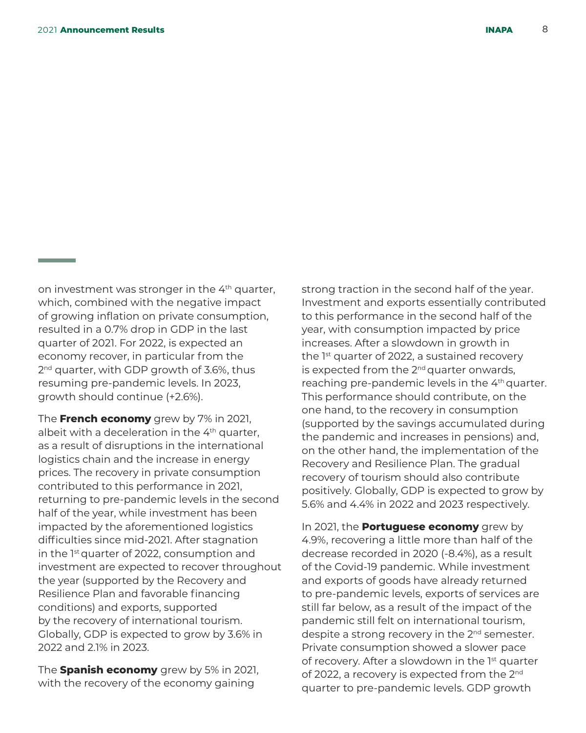on investment was stronger in the 4th quarter, which, combined with the negative impact of growing inflation on private consumption, resulted in a 0.7% drop in GDP in the last quarter of 2021. For 2022, is expected an economy recover, in particular from the 2nd quarter, with GDP growth of 3.6%, thus resuming pre-pandemic levels. In 2023, growth should continue (+2.6%).

The **French economy** grew by 7% in 2021, albeit with a deceleration in the 4th quarter, as a result of disruptions in the international logistics chain and the increase in energy prices. The recovery in private consumption contributed to this performance in 2021, returning to pre-pandemic levels in the second half of the year, while investment has been impacted by the aforementioned logistics difficulties since mid-2021. After stagnation in the 1st quarter of 2022, consumption and investment are expected to recover throughout the year (supported by the Recovery and Resilience Plan and favorable financing conditions) and exports, supported by the recovery of international tourism. Globally, GDP is expected to grow by 3.6% in 2022 and 2.1% in 2023.

The **Spanish economy** grew by 5% in 2021, with the recovery of the economy gaining strong traction in the second half of the year. Investment and exports essentially contributed to this performance in the second half of the year, with consumption impacted by price increases. After a slowdown in growth in the 1st quarter of 2022, a sustained recovery is expected from the 2nd quarter onwards, reaching pre-pandemic levels in the 4th quarter. This performance should contribute, on the one hand, to the recovery in consumption (supported by the savings accumulated during the pandemic and increases in pensions) and, on the other hand, the implementation of the Recovery and Resilience Plan. The gradual recovery of tourism should also contribute positively. Globally, GDP is expected to grow by 5.6% and 4.4% in 2022 and 2023 respectively.

In 2021, the **Portuguese economy** grew by 4.9%, recovering a little more than half of the decrease recorded in 2020 (-8.4%), as a result of the Covid-19 pandemic. While investment and exports of goods have already returned to pre-pandemic levels, exports of services are still far below, as a result of the impact of the pandemic still felt on international tourism, despite a strong recovery in the 2nd semester. Private consumption showed a slower pace of recovery. After a slowdown in the 1st quarter of 2022, a recovery is expected from the 2nd quarter to pre-pandemic levels. GDP growth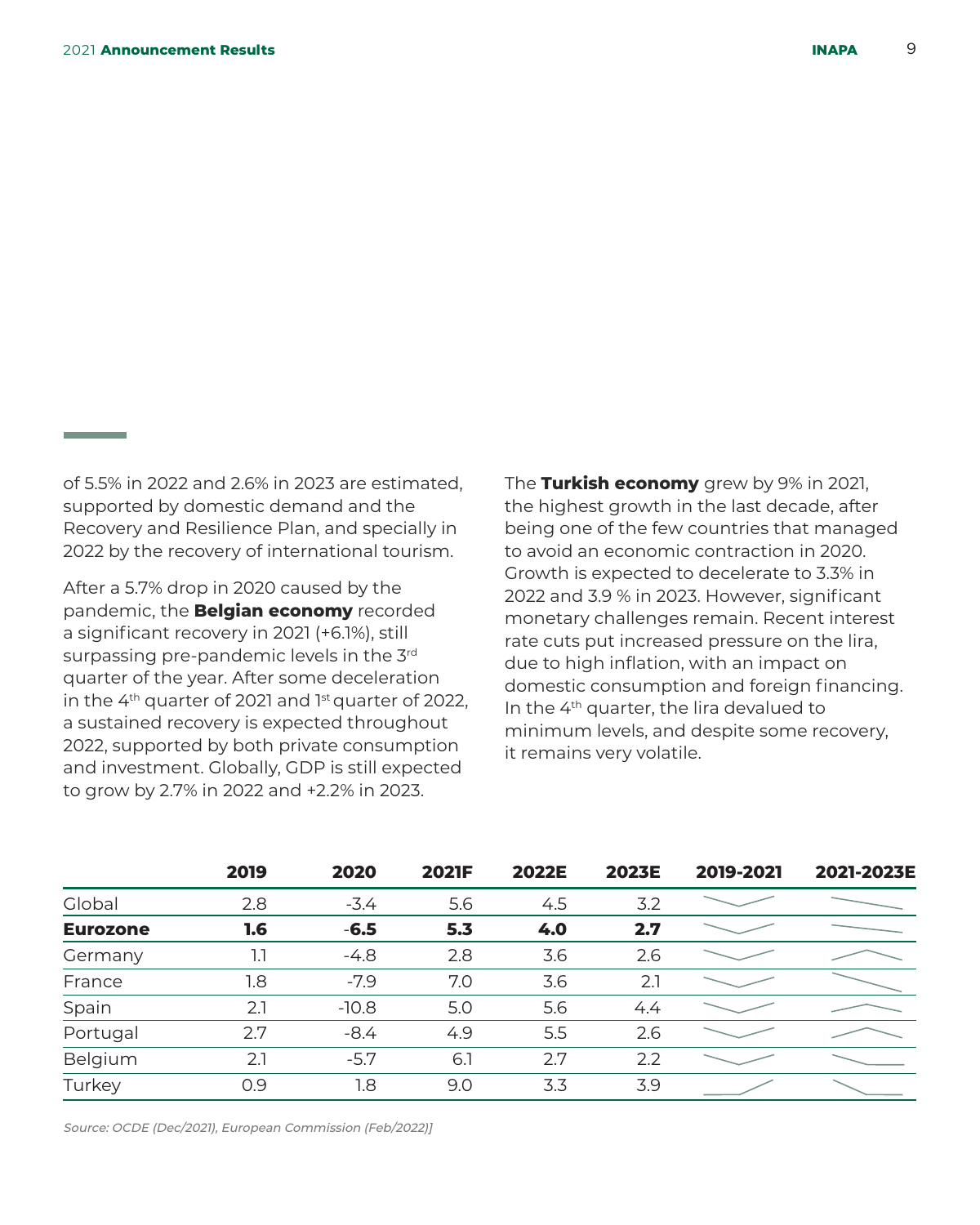of 5.5% in 2022 and 2.6% in 2023 are estimated, supported by domestic demand and the Recovery and Resilience Plan, and specially in 2022 by the recovery of international tourism.

After a 5.7% drop in 2020 caused by the pandemic, the **Belgian economy** recorded a significant recovery in 2021 (+6.1%), still surpassing pre-pandemic levels in the 3rd quarter of the year. After some deceleration in the 4th quarter of 2021 and 1st quarter of 2022, a sustained recovery is expected throughout 2022, supported by both private consumption and investment. Globally, GDP is still expected to grow by 2.7% in 2022 and +2.2% in 2023.

The **Turkish economy** grew by 9% in 2021, the highest growth in the last decade, after being one of the few countries that managed to avoid an economic contraction in 2020. Growth is expected to decelerate to 3.3% in 2022 and 3.9 % in 2023. However, significant monetary challenges remain. Recent interest rate cuts put increased pressure on the lira, due to high inflation, with an impact on domestic consumption and foreign financing. In the 4th quarter, the lira devalued to minimum levels, and despite some recovery, it remains very volatile.

| | 2019 | 2020 | 2021F | 2022E | 2023E | 2019-2021 | 2021-2023E |
|---|---|---|---|---|---|---|---|
| Global | 2.8 | -3.4 | 5.6 | 4.5 | 3.2 | | |
| **Eurozone** | **1.6** | **-6.5** | **5.3** | **4.0** | **2.7** | | |
| Germany | 1.1 | -4.8 | 2.8 | 3.6 | 2.6 | | |
| France | 1.8 | -7.9 | 7.0 | 3.6 | 2.1 | | |
| Spain | 2.1 | -10.8 | 5.0 | 5.6 | 4.4 | | |
| Portugal | 2.7 | -8.4 | 4.9 | 5.5 | 2.6 | | |
| Belgium | 2.1 | -5.7 | 6.1 | 2.7 | 2.2 | | |
| Turkey | 0.9 | 1.8 | 9.0 | 3.3 | 3.9 | | |

*Source: OCDE (Dec/2021), European Commission (Feb/2022)]*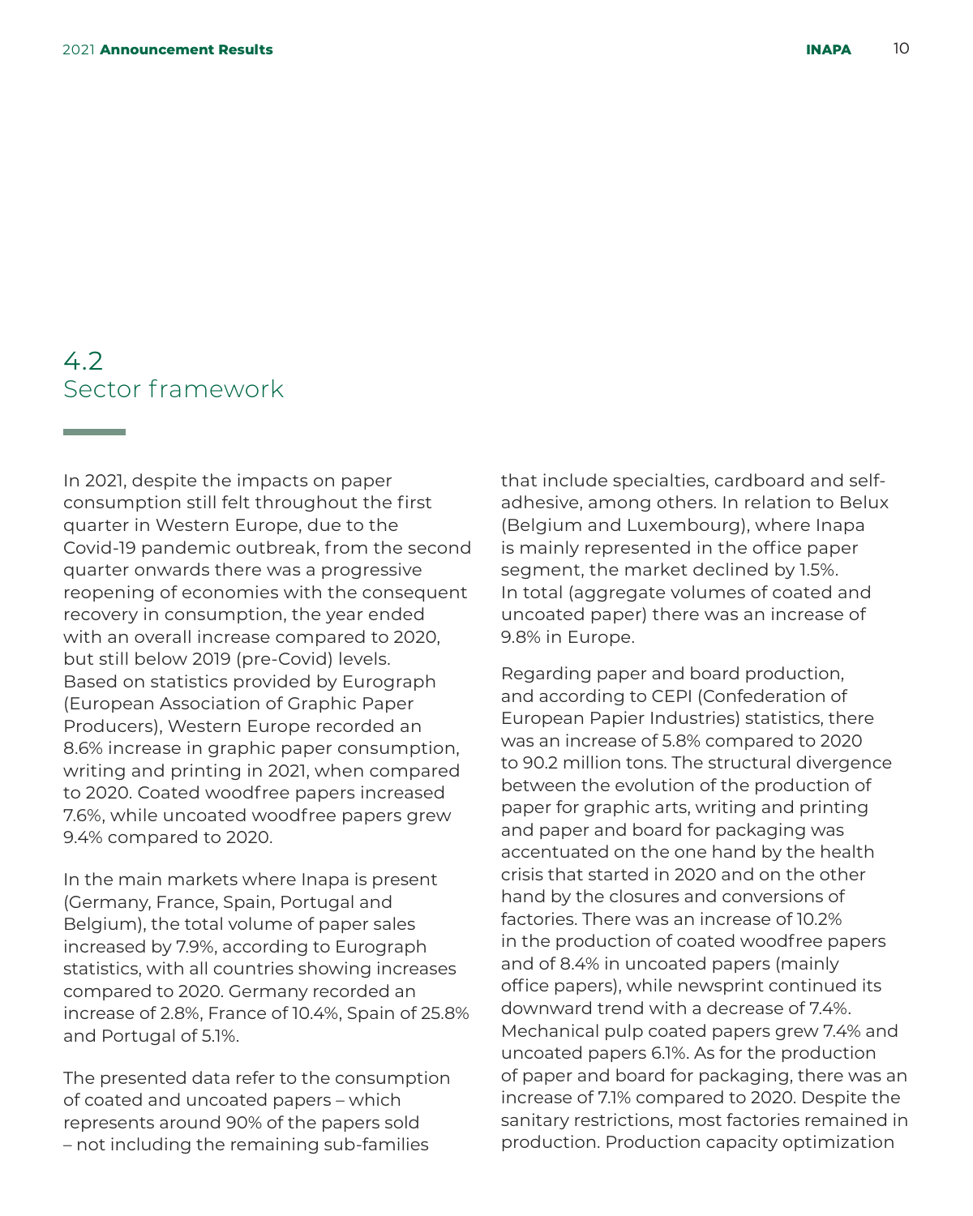## 4.2 Sector framework

In 2021, despite the impacts on paper consumption still felt throughout the first quarter in Western Europe, due to the Covid-19 pandemic outbreak, from the second quarter onwards there was a progressive reopening of economies with the consequent recovery in consumption, the year ended with an overall increase compared to 2020, but still below 2019 (pre-Covid) levels. Based on statistics provided by Eurograph (European Association of Graphic Paper Producers), Western Europe recorded an 8.6% increase in graphic paper consumption, writing and printing in 2021, when compared to 2020. Coated woodfree papers increased 7.6%, while uncoated woodfree papers grew 9.4% compared to 2020.

In the main markets where Inapa is present (Germany, France, Spain, Portugal and Belgium), the total volume of paper sales increased by 7.9%, according to Eurograph statistics, with all countries showing increases compared to 2020. Germany recorded an increase of 2.8%, France of 10.4%, Spain of 25.8% and Portugal of 5.1%.

The presented data refer to the consumption of coated and uncoated papers – which represents around 90% of the papers sold – not including the remaining sub-families that include specialties, cardboard and self-adhesive, among others. In relation to Belux (Belgium and Luxembourg), where Inapa is mainly represented in the office paper segment, the market declined by 1.5%. In total (aggregate volumes of coated and uncoated paper) there was an increase of 9.8% in Europe.

Regarding paper and board production, and according to CEPI (Confederation of European Papier Industries) statistics, there was an increase of 5.8% compared to 2020 to 90.2 million tons. The structural divergence between the evolution of the production of paper for graphic arts, writing and printing and paper and board for packaging was accentuated on the one hand by the health crisis that started in 2020 and on the other hand by the closures and conversions of factories. There was an increase of 10.2% in the production of coated woodfree papers and of 8.4% in uncoated papers (mainly office papers), while newsprint continued its downward trend with a decrease of 7.4%. Mechanical pulp coated papers grew 7.4% and uncoated papers 6.1%. As for the production of paper and board for packaging, there was an increase of 7.1% compared to 2020. Despite the sanitary restrictions, most factories remained in production. Production capacity optimization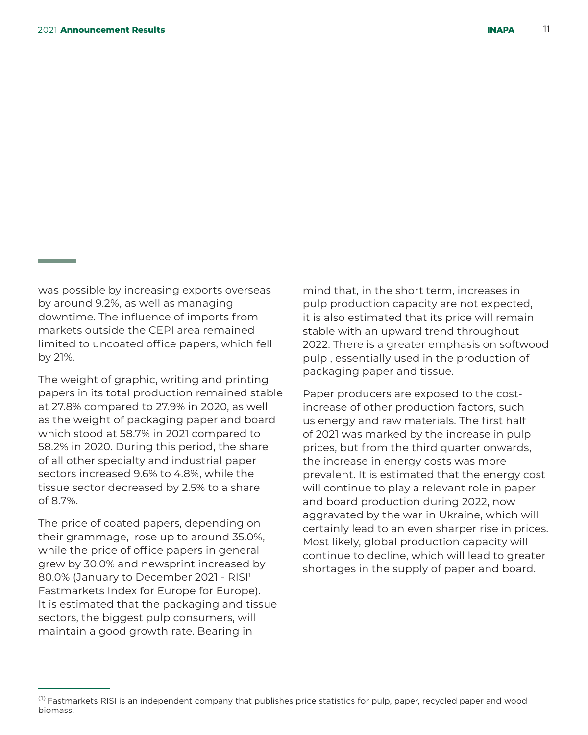was possible by increasing exports overseas by around 9.2%, as well as managing downtime. The influence of imports from markets outside the CEPI area remained limited to uncoated office papers, which fell by 21%.

The weight of graphic, writing and printing papers in its total production remained stable at 27.8% compared to 27.9% in 2020, as well as the weight of packaging paper and board which stood at 58.7% in 2021 compared to 58.2% in 2020. During this period, the share of all other specialty and industrial paper sectors increased 9.6% to 4.8%, while the tissue sector decreased by 2.5% to a share of 8.7%.

The price of coated papers, depending on their grammage, rose up to around 35.0%, while the price of office papers in general grew by 30.0% and newsprint increased by 80.0% (January to December 2021 - RISI[1] Fastmarkets Index for Europe for Europe). It is estimated that the packaging and tissue sectors, the biggest pulp consumers, will maintain a good growth rate. Bearing in mind that, in the short term, increases in pulp production capacity are not expected, it is also estimated that its price will remain stable with an upward trend throughout 2022. There is a greater emphasis on softwood pulp , essentially used in the production of packaging paper and tissue.

Paper producers are exposed to the cost-increase of other production factors, such us energy and raw materials. The first half of 2021 was marked by the increase in pulp prices, but from the third quarter onwards, the increase in energy costs was more prevalent. It is estimated that the energy cost will continue to play a relevant role in paper and board production during 2022, now aggravated by the war in Ukraine, which will certainly lead to an even sharper rise in prices. Most likely, global production capacity will continue to decline, which will lead to greater shortages in the supply of paper and board.

---

[1] Fastmarkets RISI is an independent company that publishes price statistics for pulp, paper, recycled paper and wood biomass.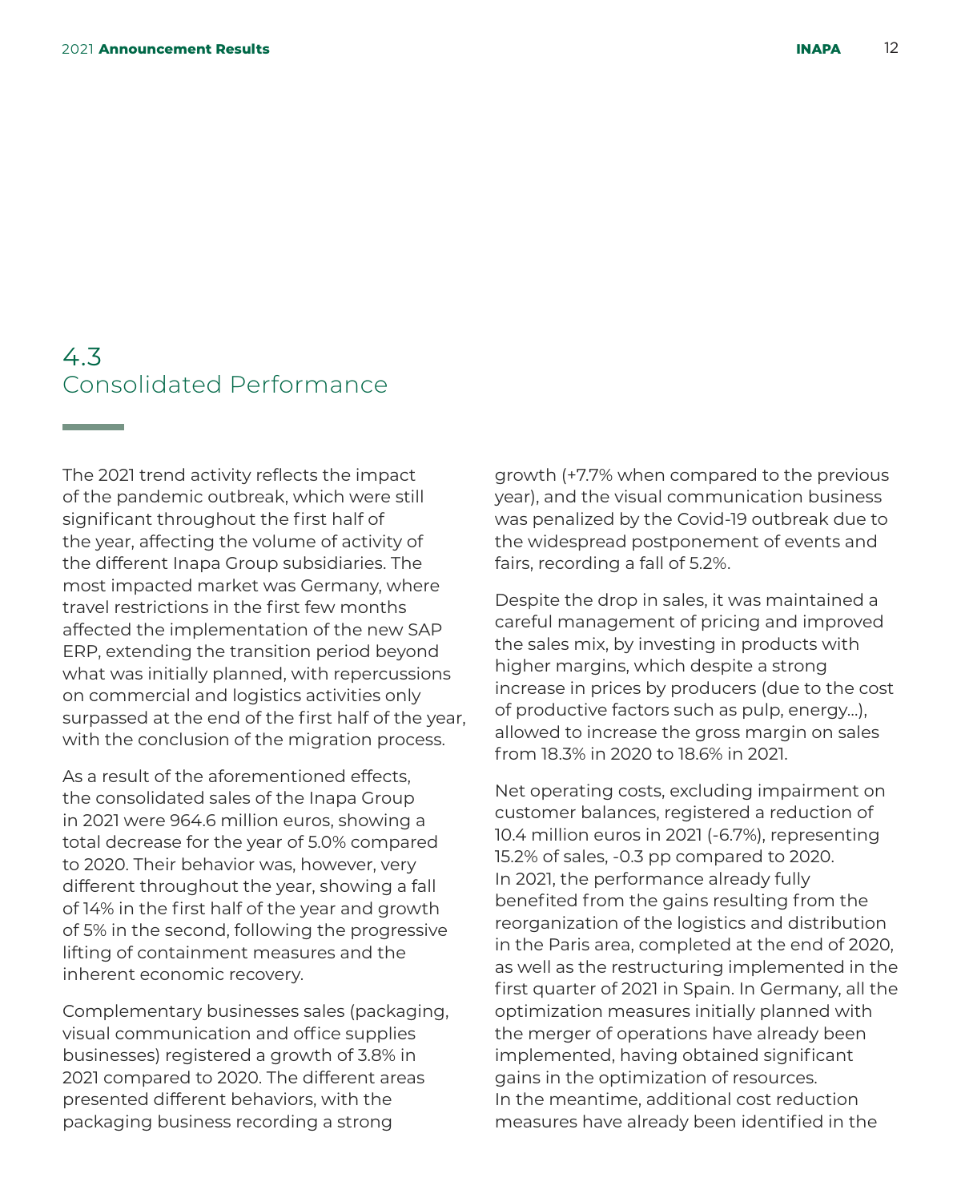## 4.3 Consolidated Performance

The 2021 trend activity reflects the impact of the pandemic outbreak, which were still significant throughout the first half of the year, affecting the volume of activity of the different Inapa Group subsidiaries. The most impacted market was Germany, where travel restrictions in the first few months affected the implementation of the new SAP ERP, extending the transition period beyond what was initially planned, with repercussions on commercial and logistics activities only surpassed at the end of the first half of the year, with the conclusion of the migration process.

As a result of the aforementioned effects, the consolidated sales of the Inapa Group in 2021 were 964.6 million euros, showing a total decrease for the year of 5.0% compared to 2020. Their behavior was, however, very different throughout the year, showing a fall of 14% in the first half of the year and growth of 5% in the second, following the progressive lifting of containment measures and the inherent economic recovery.

Complementary businesses sales (packaging, visual communication and office supplies businesses) registered a growth of 3.8% in 2021 compared to 2020. The different areas presented different behaviors, with the packaging business recording a strong growth (+7.7% when compared to the previous year), and the visual communication business was penalized by the Covid-19 outbreak due to the widespread postponement of events and fairs, recording a fall of 5.2%.

Despite the drop in sales, it was maintained a careful management of pricing and improved the sales mix, by investing in products with higher margins, which despite a strong increase in prices by producers (due to the cost of productive factors such as pulp, energy...), allowed to increase the gross margin on sales from 18.3% in 2020 to 18.6% in 2021.

Net operating costs, excluding impairment on customer balances, registered a reduction of 10.4 million euros in 2021 (-6.7%), representing 15.2% of sales, -0.3 pp compared to 2020.
In 2021, the performance already fully benefited from the gains resulting from the reorganization of the logistics and distribution in the Paris area, completed at the end of 2020, as well as the restructuring implemented in the first quarter of 2021 in Spain. In Germany, all the optimization measures initially planned with the merger of operations have already been implemented, having obtained significant gains in the optimization of resources.
In the meantime, additional cost reduction measures have already been identified in the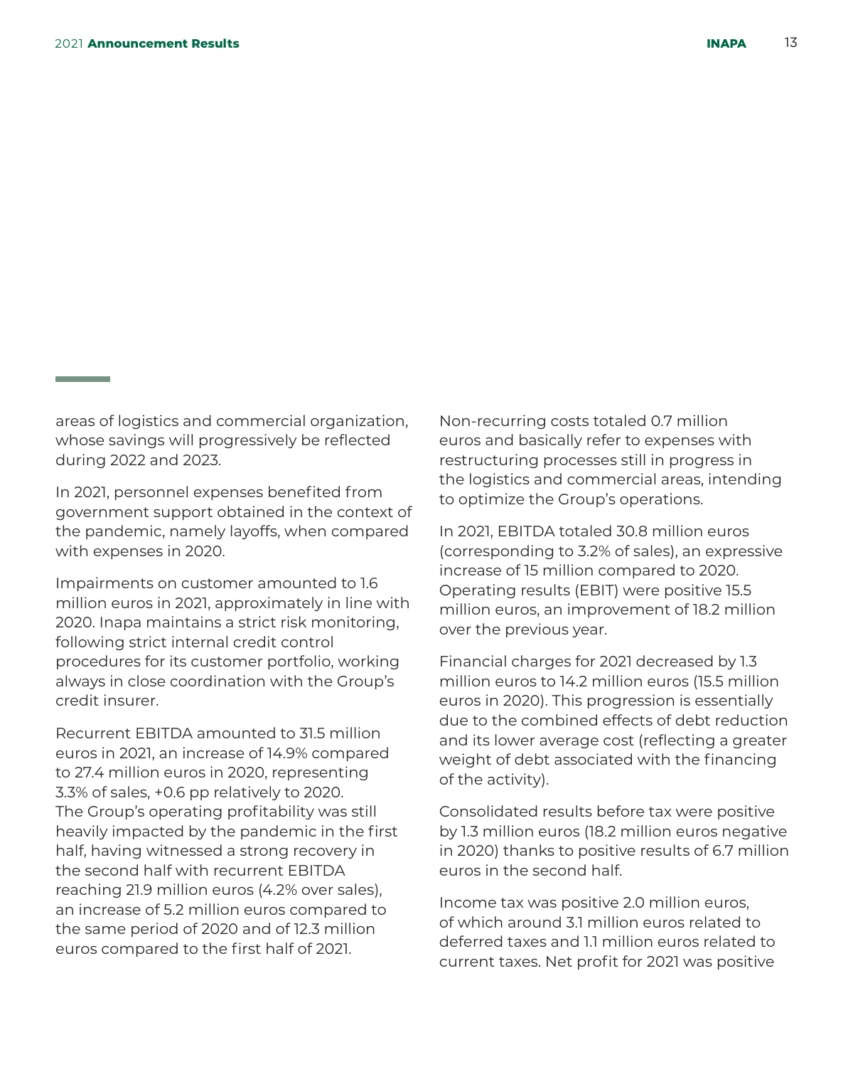areas of logistics and commercial organization, whose savings will progressively be reflected during 2022 and 2023.

In 2021, personnel expenses benefited from government support obtained in the context of the pandemic, namely layoffs, when compared with expenses in 2020.

Impairments on customer amounted to 1.6 million euros in 2021, approximately in line with 2020. Inapa maintains a strict risk monitoring, following strict internal credit control procedures for its customer portfolio, working always in close coordination with the Group's credit insurer.

Recurrent EBITDA amounted to 31.5 million euros in 2021, an increase of 14.9% compared to 27.4 million euros in 2020, representing 3.3% of sales, +0.6 pp relatively to 2020. The Group's operating profitability was still heavily impacted by the pandemic in the first half, having witnessed a strong recovery in the second half with recurrent EBITDA reaching 21.9 million euros (4.2% over sales), an increase of 5.2 million euros compared to the same period of 2020 and of 12.3 million euros compared to the first half of 2021.

Non-recurring costs totaled 0.7 million euros and basically refer to expenses with restructuring processes still in progress in the logistics and commercial areas, intending to optimize the Group's operations.

In 2021, EBITDA totaled 30.8 million euros (corresponding to 3.2% of sales), an expressive increase of 15 million compared to 2020. Operating results (EBIT) were positive 15.5 million euros, an improvement of 18.2 million over the previous year.

Financial charges for 2021 decreased by 1.3 million euros to 14.2 million euros (15.5 million euros in 2020). This progression is essentially due to the combined effects of debt reduction and its lower average cost (reflecting a greater weight of debt associated with the financing of the activity).

Consolidated results before tax were positive by 1.3 million euros (18.2 million euros negative in 2020) thanks to positive results of 6.7 million euros in the second half.

Income tax was positive 2.0 million euros, of which around 3.1 million euros related to deferred taxes and 1.1 million euros related to current taxes. Net profit for 2021 was positive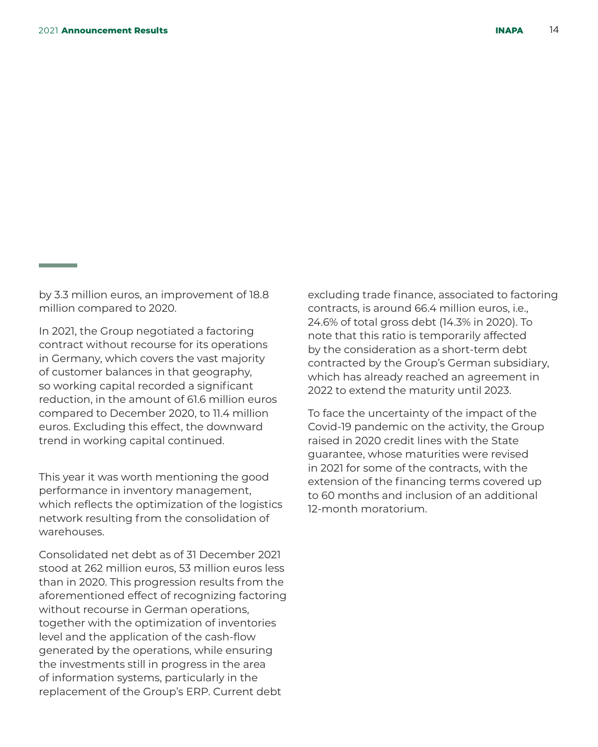by 3.3 million euros, an improvement of 18.8 million compared to 2020.

In 2021, the Group negotiated a factoring contract without recourse for its operations in Germany, which covers the vast majority of customer balances in that geography, so working capital recorded a significant reduction, in the amount of 61.6 million euros compared to December 2020, to 11.4 million euros. Excluding this effect, the downward trend in working capital continued.

This year it was worth mentioning the good performance in inventory management, which reflects the optimization of the logistics network resulting from the consolidation of warehouses.

Consolidated net debt as of 31 December 2021 stood at 262 million euros, 53 million euros less than in 2020. This progression results from the aforementioned effect of recognizing factoring without recourse in German operations, together with the optimization of inventories level and the application of the cash-flow generated by the operations, while ensuring the investments still in progress in the area of information systems, particularly in the replacement of the Group's ERP. Current debt excluding trade finance, associated to factoring contracts, is around 66.4 million euros, i.e., 24.6% of total gross debt (14.3% in 2020). To note that this ratio is temporarily affected by the consideration as a short-term debt contracted by the Group's German subsidiary, which has already reached an agreement in 2022 to extend the maturity until 2023.

To face the uncertainty of the impact of the Covid-19 pandemic on the activity, the Group raised in 2020 credit lines with the State guarantee, whose maturities were revised in 2021 for some of the contracts, with the extension of the financing terms covered up to 60 months and inclusion of an additional 12-month moratorium.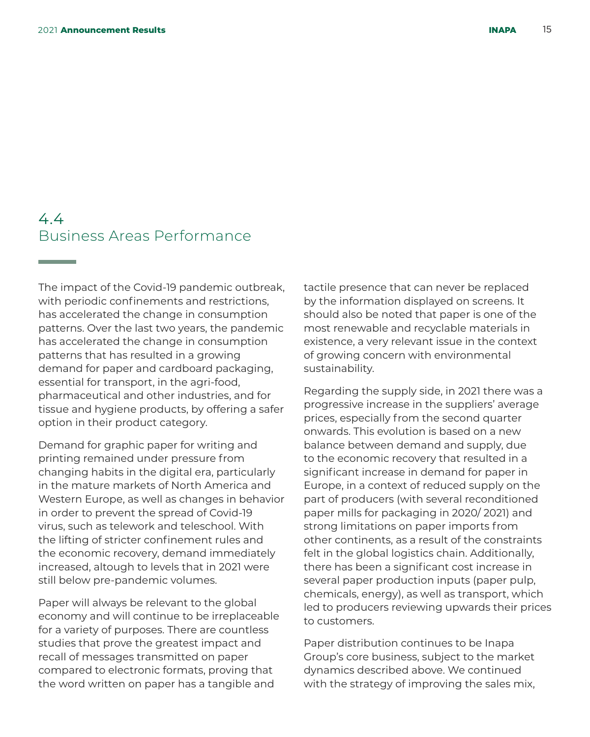## 4.4 Business Areas Performance

The impact of the Covid-19 pandemic outbreak, with periodic confinements and restrictions, has accelerated the change in consumption patterns. Over the last two years, the pandemic has accelerated the change in consumption patterns that has resulted in a growing demand for paper and cardboard packaging, essential for transport, in the agri-food, pharmaceutical and other industries, and for tissue and hygiene products, by offering a safer option in their product category.

Demand for graphic paper for writing and printing remained under pressure from changing habits in the digital era, particularly in the mature markets of North America and Western Europe, as well as changes in behavior in order to prevent the spread of Covid-19 virus, such as telework and teleschool. With the lifting of stricter confinement rules and the economic recovery, demand immediately increased, altough to levels that in 2021 were still below pre-pandemic volumes.

Paper will always be relevant to the global economy and will continue to be irreplaceable for a variety of purposes. There are countless studies that prove the greatest impact and recall of messages transmitted on paper compared to electronic formats, proving that the word written on paper has a tangible and tactile presence that can never be replaced by the information displayed on screens. It should also be noted that paper is one of the most renewable and recyclable materials in existence, a very relevant issue in the context of growing concern with environmental sustainability.

Regarding the supply side, in 2021 there was a progressive increase in the suppliers' average prices, especially from the second quarter onwards. This evolution is based on a new balance between demand and supply, due to the economic recovery that resulted in a significant increase in demand for paper in Europe, in a context of reduced supply on the part of producers (with several reconditioned paper mills for packaging in 2020/ 2021) and strong limitations on paper imports from other continents, as a result of the constraints felt in the global logistics chain. Additionally, there has been a significant cost increase in several paper production inputs (paper pulp, chemicals, energy), as well as transport, which led to producers reviewing upwards their prices to customers.

Paper distribution continues to be Inapa Group's core business, subject to the market dynamics described above. We continued with the strategy of improving the sales mix,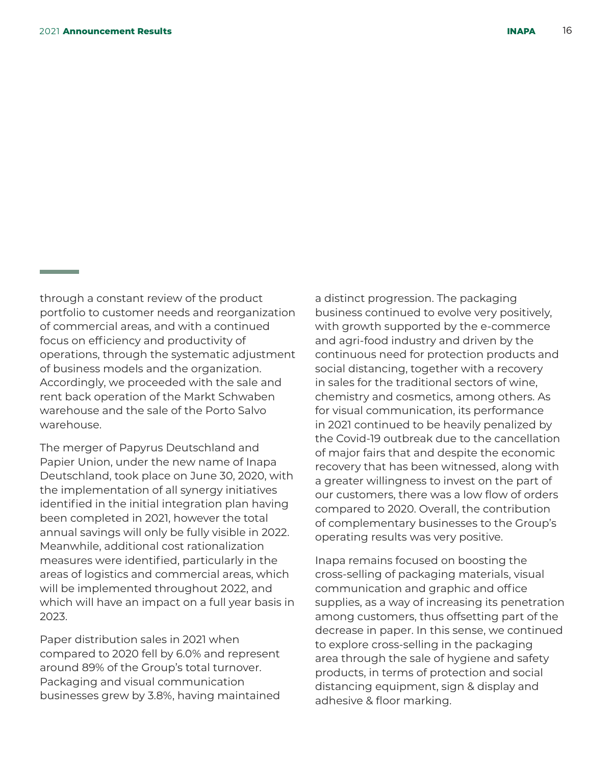through a constant review of the product portfolio to customer needs and reorganization of commercial areas, and with a continued focus on efficiency and productivity of operations, through the systematic adjustment of business models and the organization. Accordingly, we proceeded with the sale and rent back operation of the Markt Schwaben warehouse and the sale of the Porto Salvo warehouse.

The merger of Papyrus Deutschland and Papier Union, under the new name of Inapa Deutschland, took place on June 30, 2020, with the implementation of all synergy initiatives identified in the initial integration plan having been completed in 2021, however the total annual savings will only be fully visible in 2022. Meanwhile, additional cost rationalization measures were identified, particularly in the areas of logistics and commercial areas, which will be implemented throughout 2022, and which will have an impact on a full year basis in 2023.

Paper distribution sales in 2021 when compared to 2020 fell by 6.0% and represent around 89% of the Group's total turnover. Packaging and visual communication businesses grew by 3.8%, having maintained a distinct progression. The packaging business continued to evolve very positively, with growth supported by the e-commerce and agri-food industry and driven by the continuous need for protection products and social distancing, together with a recovery in sales for the traditional sectors of wine, chemistry and cosmetics, among others. As for visual communication, its performance in 2021 continued to be heavily penalized by the Covid-19 outbreak due to the cancellation of major fairs that and despite the economic recovery that has been witnessed, along with a greater willingness to invest on the part of our customers, there was a low flow of orders compared to 2020. Overall, the contribution of complementary businesses to the Group's operating results was very positive.

Inapa remains focused on boosting the cross-selling of packaging materials, visual communication and graphic and office supplies, as a way of increasing its penetration among customers, thus offsetting part of the decrease in paper. In this sense, we continued to explore cross-selling in the packaging area through the sale of hygiene and safety products, in terms of protection and social distancing equipment, sign & display and adhesive & floor marking.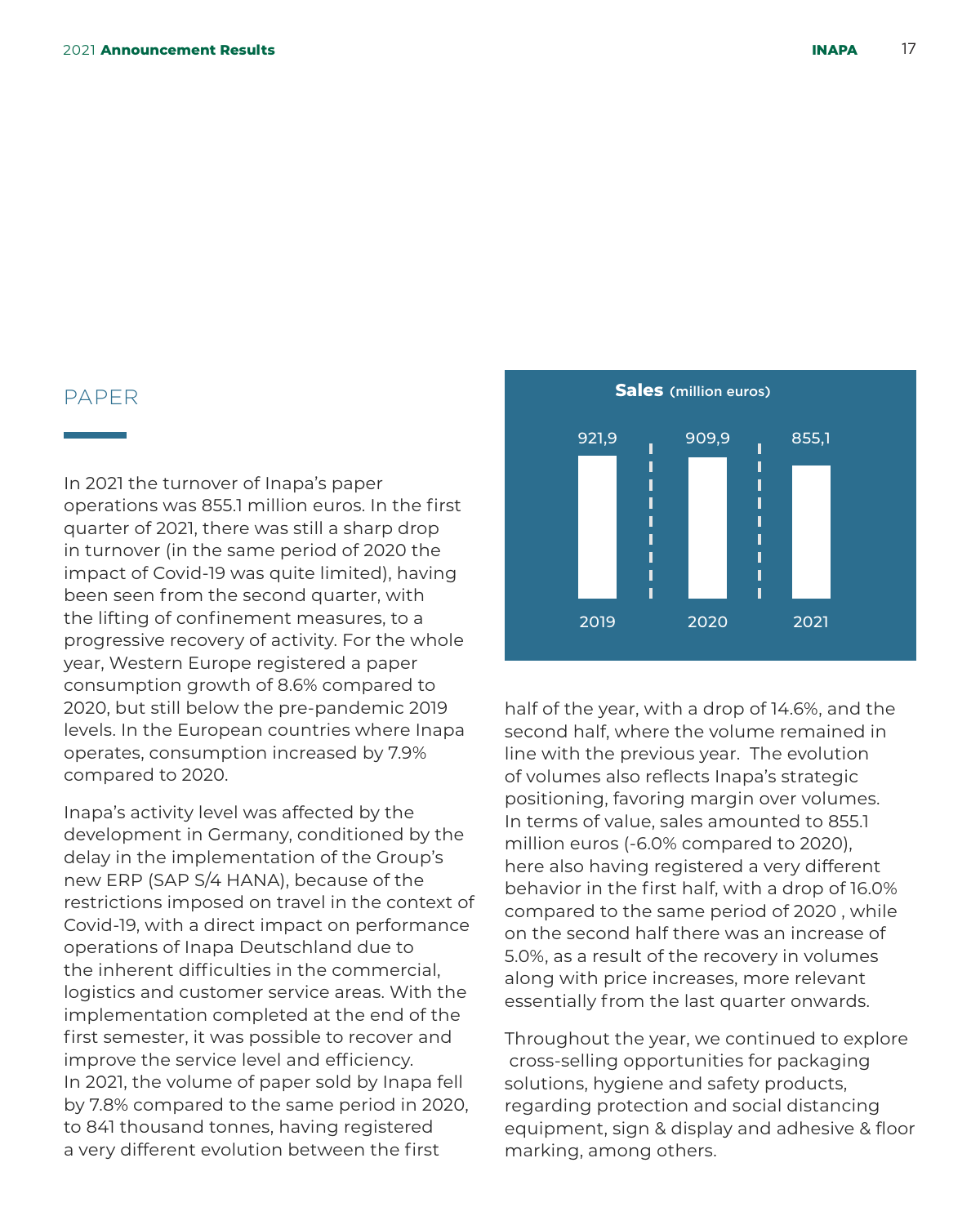## PAPER

In 2021 the turnover of Inapa's paper operations was 855.1 million euros. In the first quarter of 2021, there was still a sharp drop in turnover (in the same period of 2020 the impact of Covid-19 was quite limited), having been seen from the second quarter, with the lifting of confinement measures, to a progressive recovery of activity. For the whole year, Western Europe registered a paper consumption growth of 8.6% compared to 2020, but still below the pre-pandemic 2019 levels. In the European countries where Inapa operates, consumption increased by 7.9% compared to 2020.

Inapa's activity level was affected by the development in Germany, conditioned by the delay in the implementation of the Group's new ERP (SAP S/4 HANA), because of the restrictions imposed on travel in the context of Covid-19, with a direct impact on performance operations of Inapa Deutschland due to the inherent difficulties in the commercial, logistics and customer service areas. With the implementation completed at the end of the first semester, it was possible to recover and improve the service level and efficiency. In 2021, the volume of paper sold by Inapa fell by 7.8% compared to the same period in 2020, to 841 thousand tonnes, having registered a very different evolution between the first half of the year, with a drop of 14.6%, and the second half, where the volume remained in line with the previous year. The evolution of volumes also reflects Inapa's strategic positioning, favoring margin over volumes. In terms of value, sales amounted to 855.1 million euros (-6.0% compared to 2020), here also having registered a very different behavior in the first half, with a drop of 16.0% compared to the same period of 2020 , while on the second half there was an increase of 5.0%, as a result of the recovery in volumes along with price increases, more relevant essentially from the last quarter onwards.

**Sales** (million euros)

| 2019 | 2020 | 2021 |
|---|---|---|
| 921,9 | 909,9 | 855,1 |

Throughout the year, we continued to explore cross-selling opportunities for packaging solutions, hygiene and safety products, regarding protection and social distancing equipment, sign & display and adhesive & floor marking, among others.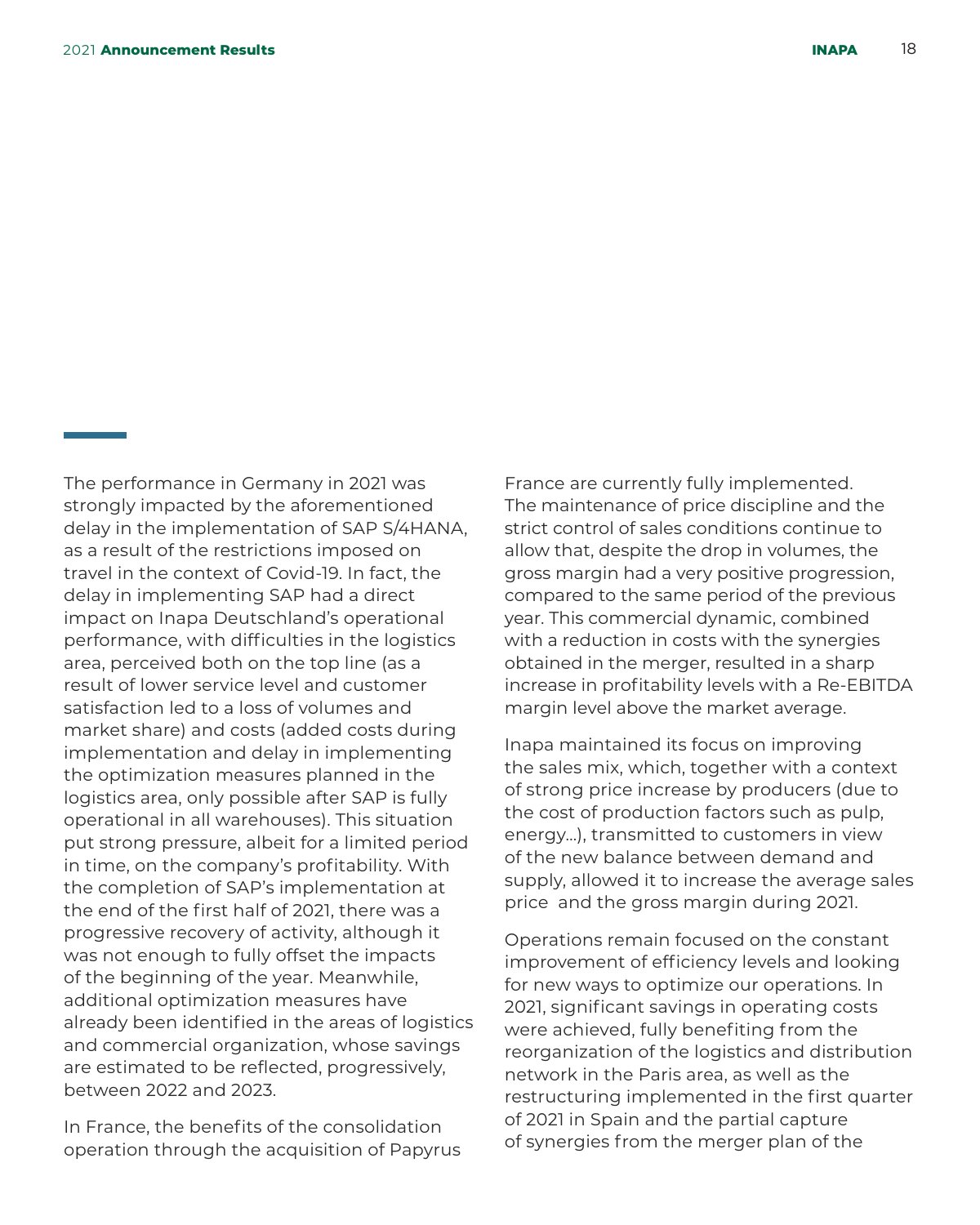The performance in Germany in 2021 was strongly impacted by the aforementioned delay in the implementation of SAP S/4HANA, as a result of the restrictions imposed on travel in the context of Covid-19. In fact, the delay in implementing SAP had a direct impact on Inapa Deutschland's operational performance, with difficulties in the logistics area, perceived both on the top line (as a result of lower service level and customer satisfaction led to a loss of volumes and market share) and costs (added costs during implementation and delay in implementing the optimization measures planned in the logistics area, only possible after SAP is fully operational in all warehouses). This situation put strong pressure, albeit for a limited period in time, on the company's profitability. With the completion of SAP's implementation at the end of the first half of 2021, there was a progressive recovery of activity, although it was not enough to fully offset the impacts of the beginning of the year. Meanwhile, additional optimization measures have already been identified in the areas of logistics and commercial organization, whose savings are estimated to be reflected, progressively, between 2022 and 2023.

In France, the benefits of the consolidation operation through the acquisition of Papyrus France are currently fully implemented. The maintenance of price discipline and the strict control of sales conditions continue to allow that, despite the drop in volumes, the gross margin had a very positive progression, compared to the same period of the previous year. This commercial dynamic, combined with a reduction in costs with the synergies obtained in the merger, resulted in a sharp increase in profitability levels with a Re-EBITDA margin level above the market average.

Inapa maintained its focus on improving the sales mix, which, together with a context of strong price increase by producers (due to the cost of production factors such as pulp, energy...), transmitted to customers in view of the new balance between demand and supply, allowed it to increase the average sales price and the gross margin during 2021.

Operations remain focused on the constant improvement of efficiency levels and looking for new ways to optimize our operations. In 2021, significant savings in operating costs were achieved, fully benefiting from the reorganization of the logistics and distribution network in the Paris area, as well as the restructuring implemented in the first quarter of 2021 in Spain and the partial capture of synergies from the merger plan of the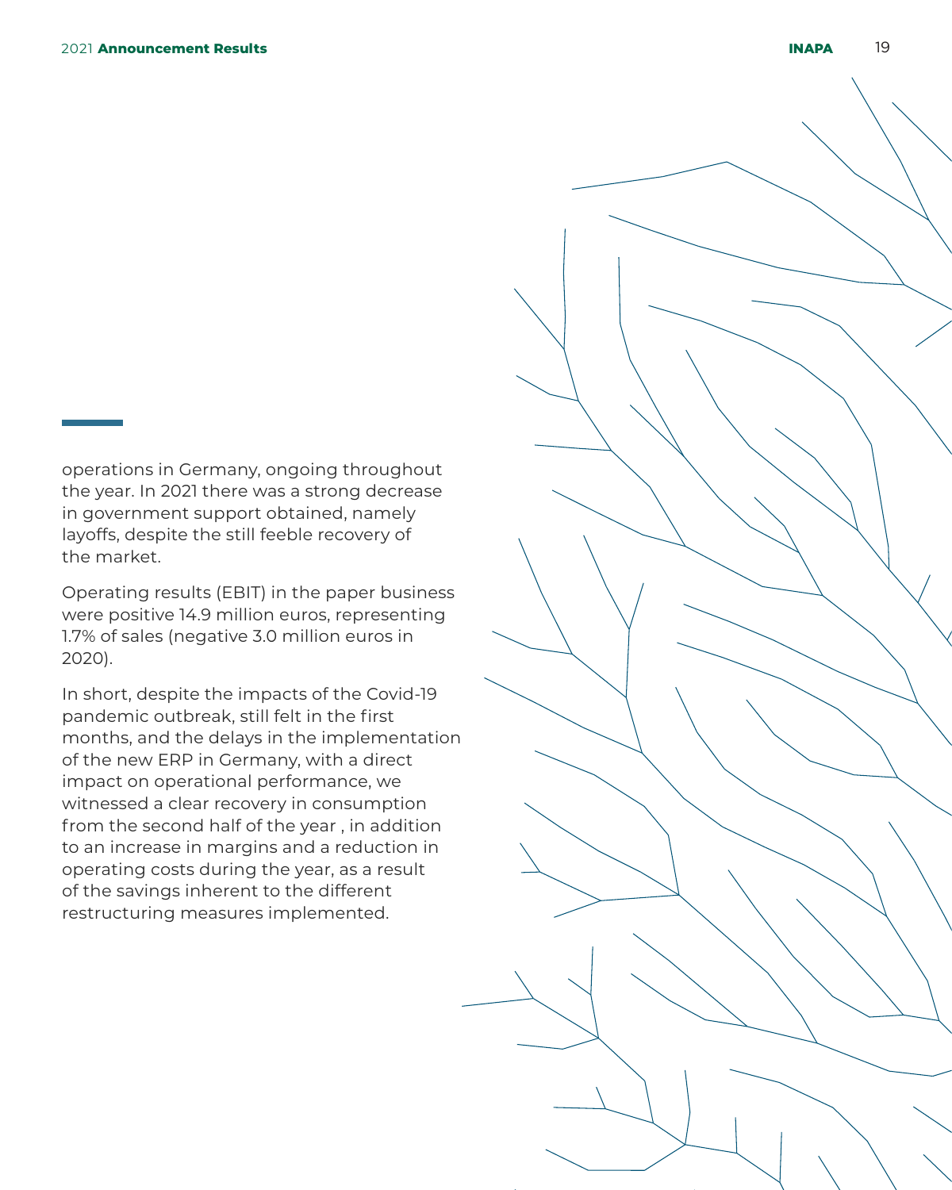operations in Germany, ongoing throughout the year. In 2021 there was a strong decrease in government support obtained, namely layoffs, despite the still feeble recovery of the market.

Operating results (EBIT) in the paper business were positive 14.9 million euros, representing 1.7% of sales (negative 3.0 million euros in 2020).

In short, despite the impacts of the Covid-19 pandemic outbreak, still felt in the first months, and the delays in the implementation of the new ERP in Germany, with a direct impact on operational performance, we witnessed a clear recovery in consumption from the second half of the year , in addition to an increase in margins and a reduction in operating costs during the year, as a result of the savings inherent to the different restructuring measures implemented.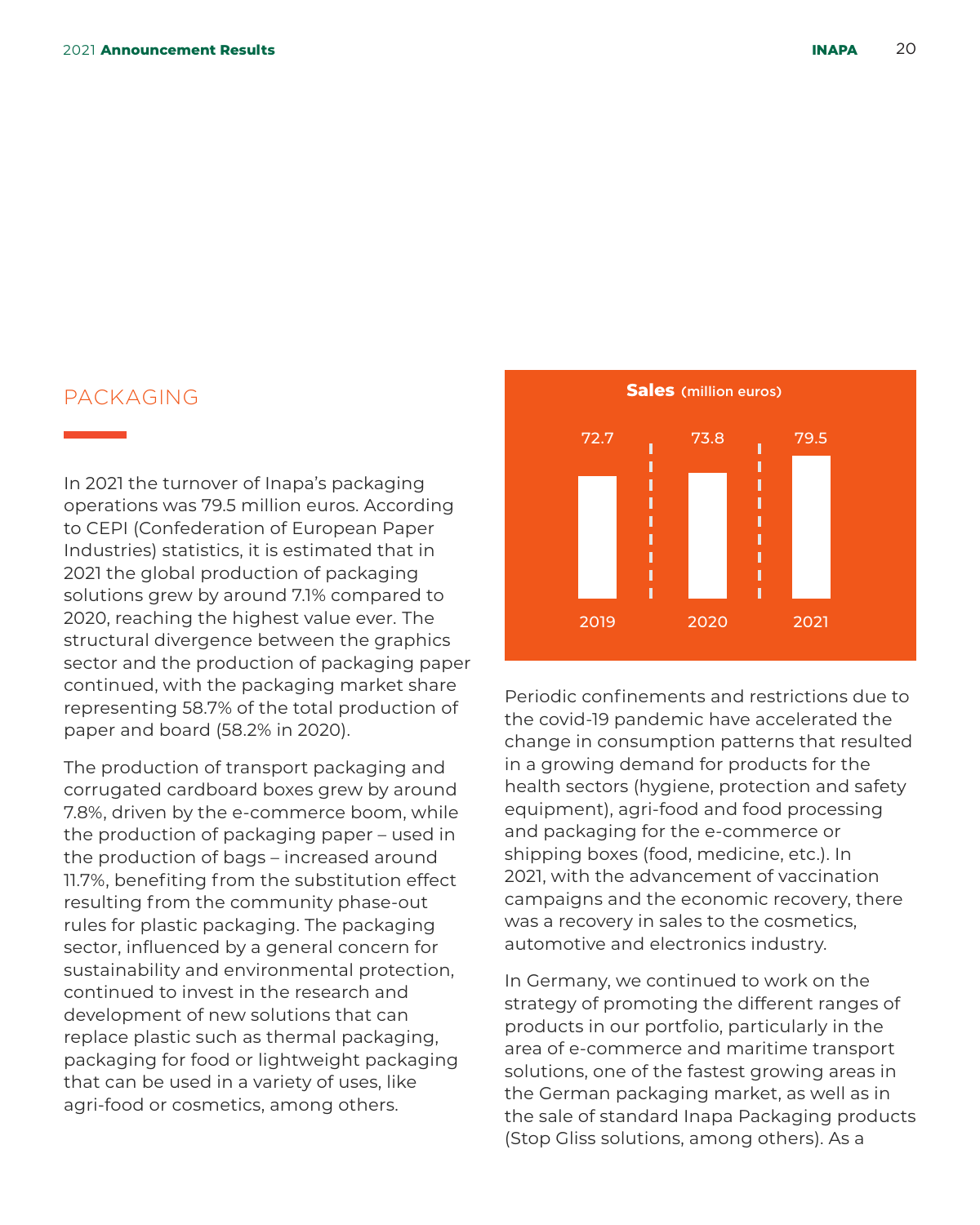## PACKAGING

In 2021 the turnover of Inapa's packaging operations was 79.5 million euros. According to CEPI (Confederation of European Paper Industries) statistics, it is estimated that in 2021 the global production of packaging solutions grew by around 7.1% compared to 2020, reaching the highest value ever. The structural divergence between the graphics sector and the production of packaging paper continued, with the packaging market share representing 58.7% of the total production of paper and board (58.2% in 2020).

The production of transport packaging and corrugated cardboard boxes grew by around 7.8%, driven by the e-commerce boom, while the production of packaging paper – used in the production of bags – increased around 11.7%, benefiting from the substitution effect resulting from the community phase-out rules for plastic packaging. The packaging sector, influenced by a general concern for sustainability and environmental protection, continued to invest in the research and development of new solutions that can replace plastic such as thermal packaging, packaging for food or lightweight packaging that can be used in a variety of uses, like agri-food or cosmetics, among others.

**Sales** (million euros)

| 2019 | 2020 | 2021 |
| --- | --- | --- |
| 72.7 | 73.8 | 79.5 |

Periodic confinements and restrictions due to the covid-19 pandemic have accelerated the change in consumption patterns that resulted in a growing demand for products for the health sectors (hygiene, protection and safety equipment), agri-food and food processing and packaging for the e-commerce or shipping boxes (food, medicine, etc.). In 2021, with the advancement of vaccination campaigns and the economic recovery, there was a recovery in sales to the cosmetics, automotive and electronics industry.

In Germany, we continued to work on the strategy of promoting the different ranges of products in our portfolio, particularly in the area of e-commerce and maritime transport solutions, one of the fastest growing areas in the German packaging market, as well as in the sale of standard Inapa Packaging products (Stop Gliss solutions, among others). As a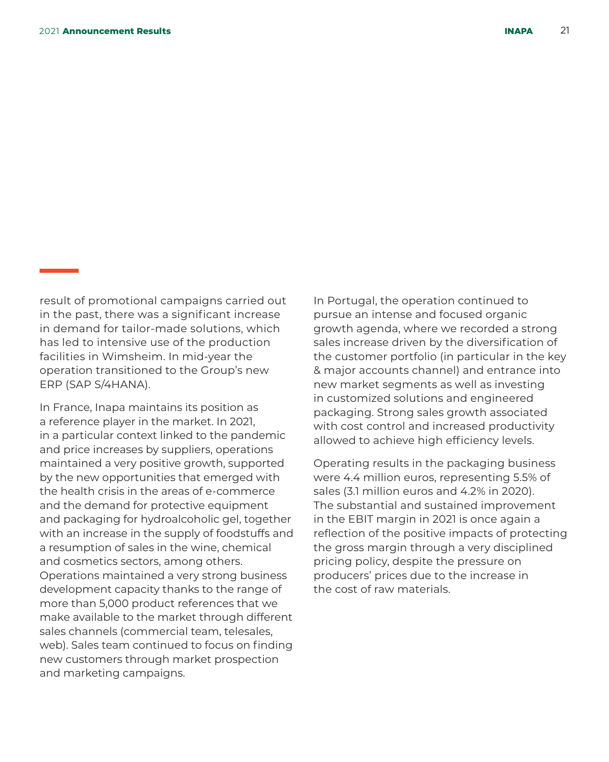result of promotional campaigns carried out in the past, there was a significant increase in demand for tailor-made solutions, which has led to intensive use of the production facilities in Wimsheim. In mid-year the operation transitioned to the Group's new ERP (SAP S/4HANA).

In France, Inapa maintains its position as a reference player in the market. In 2021, in a particular context linked to the pandemic and price increases by suppliers, operations maintained a very positive growth, supported by the new opportunities that emerged with the health crisis in the areas of e-commerce and the demand for protective equipment and packaging for hydroalcoholic gel, together with an increase in the supply of foodstuffs and a resumption of sales in the wine, chemical and cosmetics sectors, among others. Operations maintained a very strong business development capacity thanks to the range of more than 5,000 product references that we make available to the market through different sales channels (commercial team, telesales, web). Sales team continued to focus on finding new customers through market prospection and marketing campaigns.

In Portugal, the operation continued to pursue an intense and focused organic growth agenda, where we recorded a strong sales increase driven by the diversification of the customer portfolio (in particular in the key & major accounts channel) and entrance into new market segments as well as investing in customized solutions and engineered packaging. Strong sales growth associated with cost control and increased productivity allowed to achieve high efficiency levels.

Operating results in the packaging business were 4.4 million euros, representing 5.5% of sales (3.1 million euros and 4.2% in 2020). The substantial and sustained improvement in the EBIT margin in 2021 is once again a reflection of the positive impacts of protecting the gross margin through a very disciplined pricing policy, despite the pressure on producers' prices due to the increase in the cost of raw materials.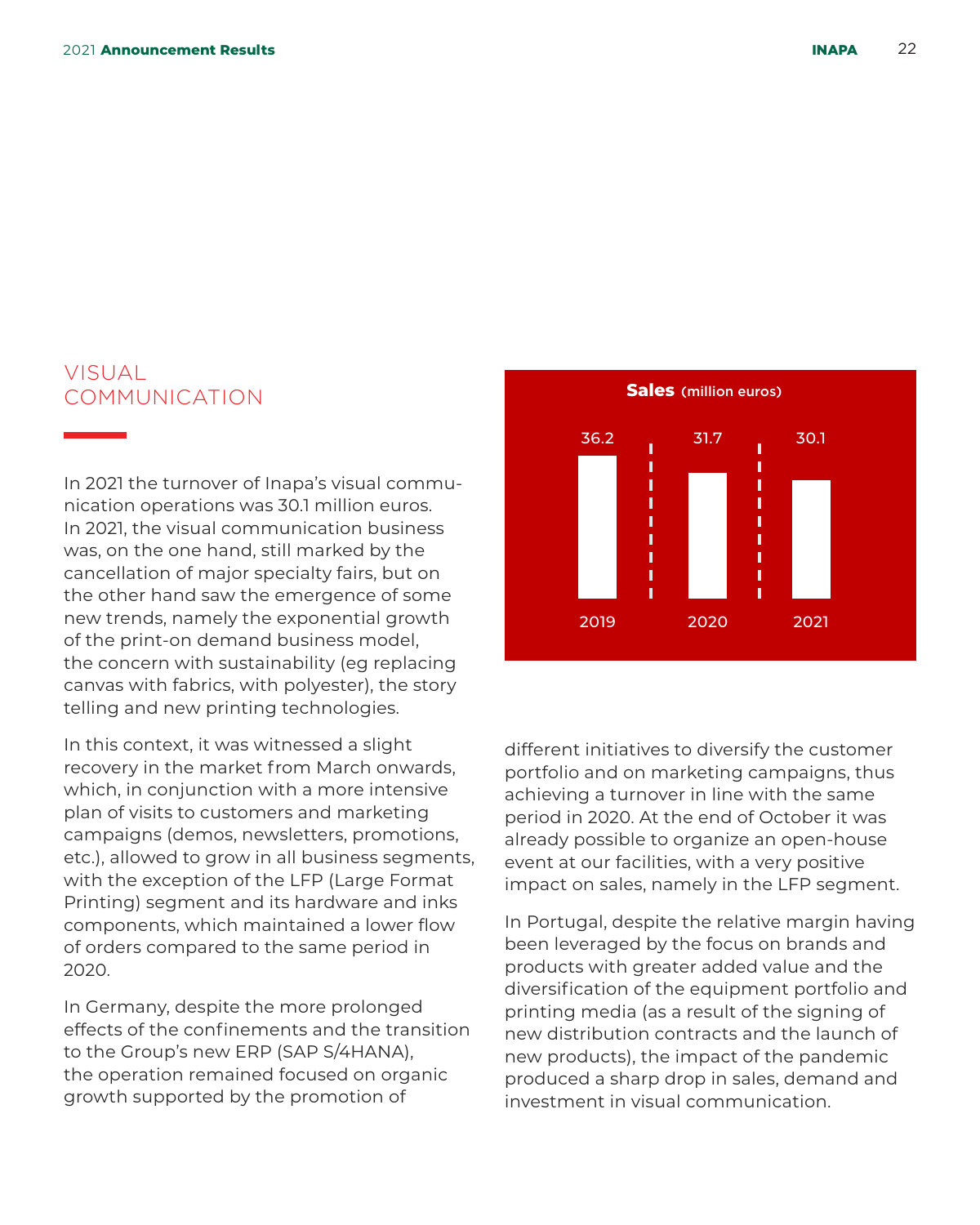## VISUAL COMMUNICATION

In 2021 the turnover of Inapa's visual communication operations was 30.1 million euros. In 2021, the visual communication business was, on the one hand, still marked by the cancellation of major specialty fairs, but on the other hand saw the emergence of some new trends, namely the exponential growth of the print-on demand business model, the concern with sustainability (eg replacing canvas with fabrics, with polyester), the story telling and new printing technologies.

In this context, it was witnessed a slight recovery in the market from March onwards, which, in conjunction with a more intensive plan of visits to customers and marketing campaigns (demos, newsletters, promotions, etc.), allowed to grow in all business segments, with the exception of the LFP (Large Format Printing) segment and its hardware and inks components, which maintained a lower flow of orders compared to the same period in 2020.

In Germany, despite the more prolonged effects of the confinements and the transition to the Group's new ERP (SAP S/4HANA), the operation remained focused on organic growth supported by the promotion of different initiatives to diversify the customer portfolio and on marketing campaigns, thus achieving a turnover in line with the same period in 2020. At the end of October it was already possible to organize an open-house event at our facilities, with a very positive impact on sales, namely in the LFP segment.

**Sales** (million euros)

| 2019 | 2020 | 2021 |
|---|---|---|
| 36.2 | 31.7 | 30.1 |

In Portugal, despite the relative margin having been leveraged by the focus on brands and products with greater added value and the diversification of the equipment portfolio and printing media (as a result of the signing of new distribution contracts and the launch of new products), the impact of the pandemic produced a sharp drop in sales, demand and investment in visual communication.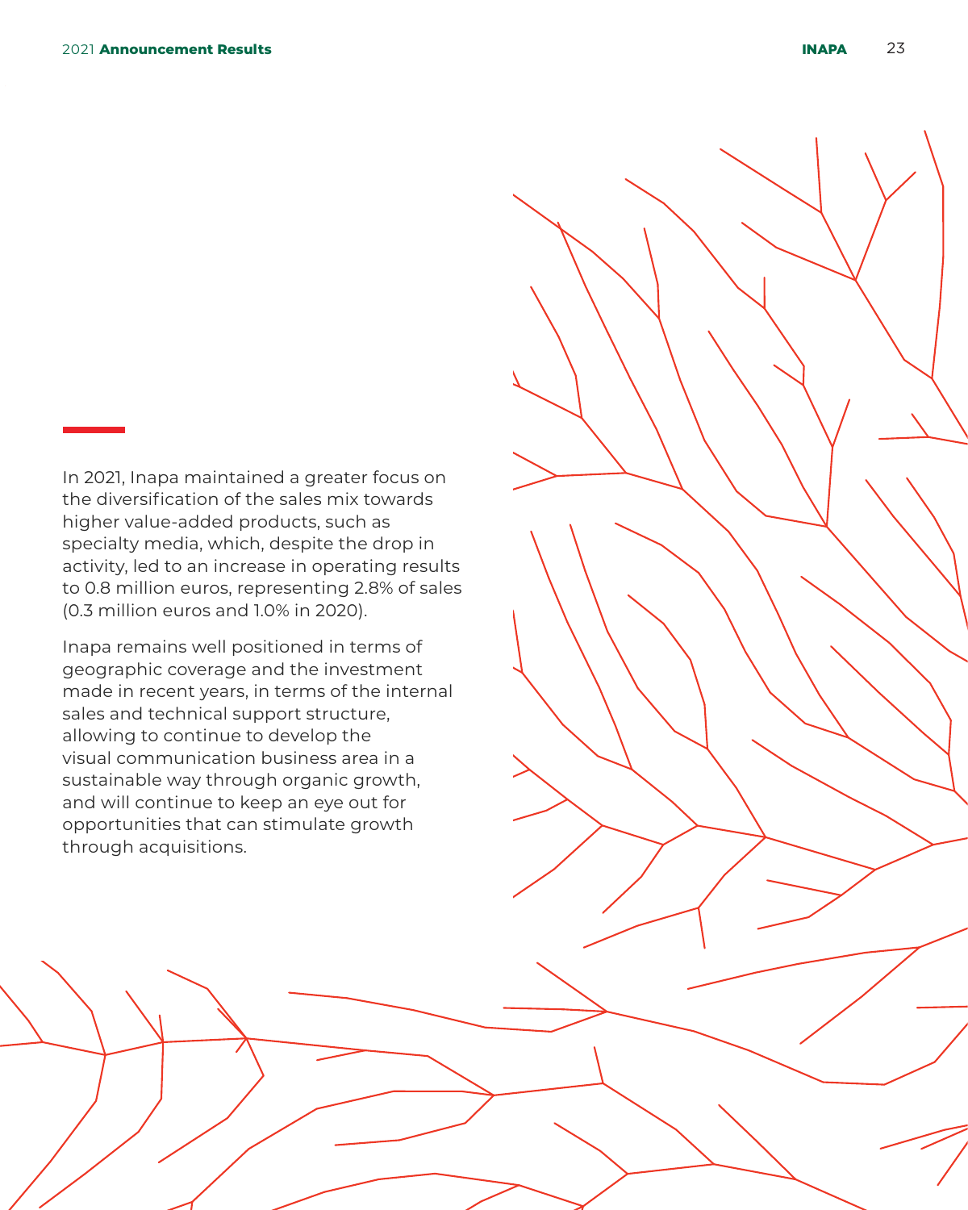In 2021, Inapa maintained a greater focus on the diversification of the sales mix towards higher value-added products, such as specialty media, which, despite the drop in activity, led to an increase in operating results to 0.8 million euros, representing 2.8% of sales (0.3 million euros and 1.0% in 2020).

Inapa remains well positioned in terms of geographic coverage and the investment made in recent years, in terms of the internal sales and technical support structure, allowing to continue to develop the visual communication business area in a sustainable way through organic growth, and will continue to keep an eye out for opportunities that can stimulate growth through acquisitions.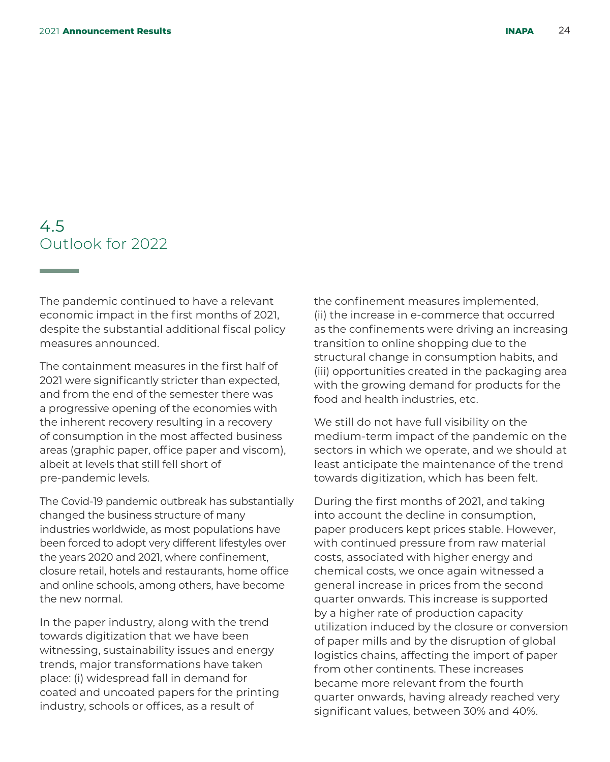## 4.5 Outlook for 2022

The pandemic continued to have a relevant economic impact in the first months of 2021, despite the substantial additional fiscal policy measures announced.

The containment measures in the first half of 2021 were significantly stricter than expected, and from the end of the semester there was a progressive opening of the economies with the inherent recovery resulting in a recovery of consumption in the most affected business areas (graphic paper, office paper and viscom), albeit at levels that still fell short of pre-pandemic levels.

The Covid-19 pandemic outbreak has substantially changed the business structure of many industries worldwide, as most populations have been forced to adopt very different lifestyles over the years 2020 and 2021, where confinement, closure retail, hotels and restaurants, home office and online schools, among others, have become the new normal.

In the paper industry, along with the trend towards digitization that we have been witnessing, sustainability issues and energy trends, major transformations have taken place: (i) widespread fall in demand for coated and uncoated papers for the printing industry, schools or offices, as a result of the confinement measures implemented, (ii) the increase in e-commerce that occurred as the confinements were driving an increasing transition to online shopping due to the structural change in consumption habits, and (iii) opportunities created in the packaging area with the growing demand for products for the food and health industries, etc.

We still do not have full visibility on the medium-term impact of the pandemic on the sectors in which we operate, and we should at least anticipate the maintenance of the trend towards digitization, which has been felt.

During the first months of 2021, and taking into account the decline in consumption, paper producers kept prices stable. However, with continued pressure from raw material costs, associated with higher energy and chemical costs, we once again witnessed a general increase in prices from the second quarter onwards. This increase is supported by a higher rate of production capacity utilization induced by the closure or conversion of paper mills and by the disruption of global logistics chains, affecting the import of paper from other continents. These increases became more relevant from the fourth quarter onwards, having already reached very significant values, between 30% and 40%.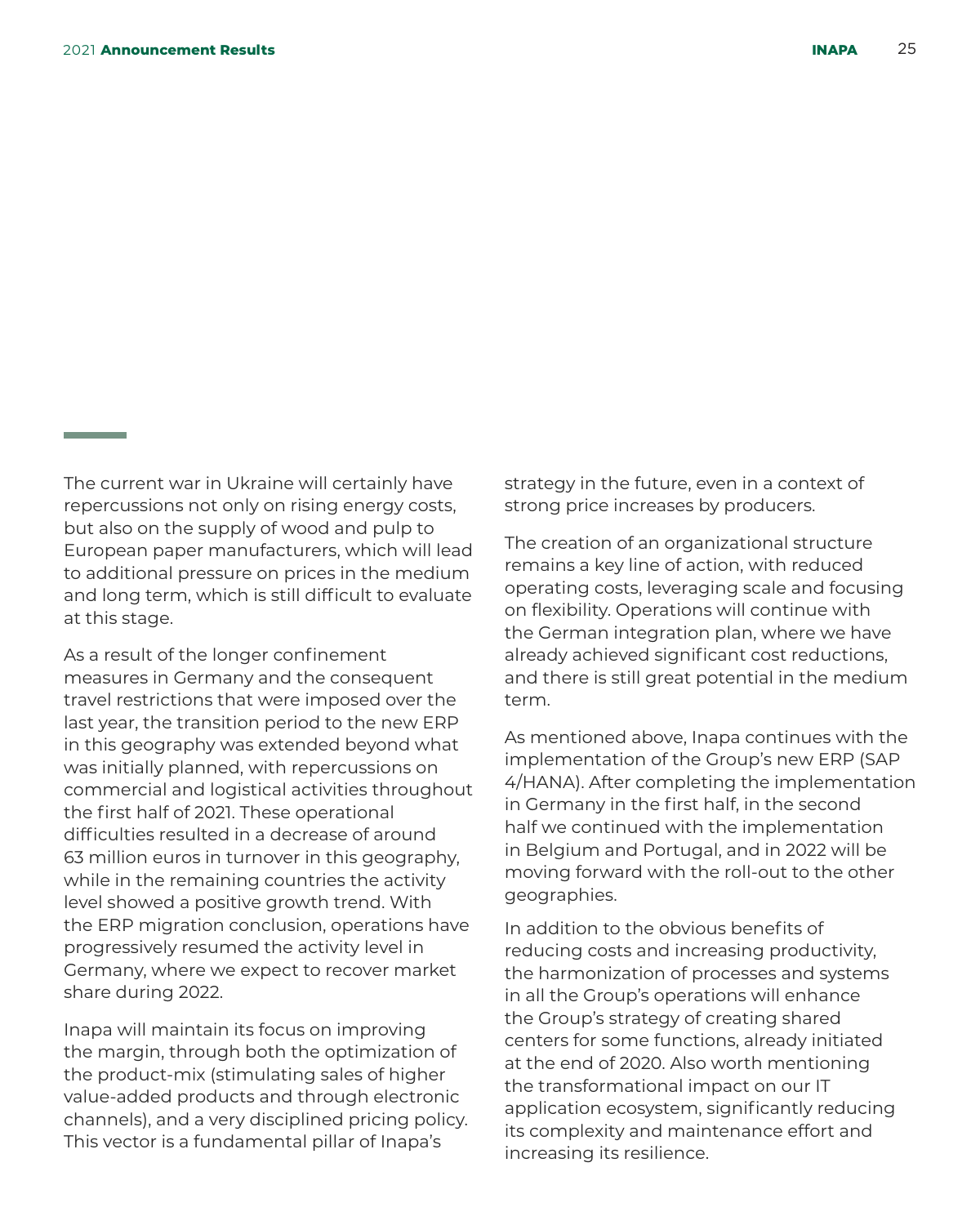The current war in Ukraine will certainly have repercussions not only on rising energy costs, but also on the supply of wood and pulp to European paper manufacturers, which will lead to additional pressure on prices in the medium and long term, which is still difficult to evaluate at this stage.

As a result of the longer confinement measures in Germany and the consequent travel restrictions that were imposed over the last year, the transition period to the new ERP in this geography was extended beyond what was initially planned, with repercussions on commercial and logistical activities throughout the first half of 2021. These operational difficulties resulted in a decrease of around 63 million euros in turnover in this geography, while in the remaining countries the activity level showed a positive growth trend. With the ERP migration conclusion, operations have progressively resumed the activity level in Germany, where we expect to recover market share during 2022.

Inapa will maintain its focus on improving the margin, through both the optimization of the product-mix (stimulating sales of higher value-added products and through electronic channels), and a very disciplined pricing policy. This vector is a fundamental pillar of Inapa's strategy in the future, even in a context of strong price increases by producers.

The creation of an organizational structure remains a key line of action, with reduced operating costs, leveraging scale and focusing on flexibility. Operations will continue with the German integration plan, where we have already achieved significant cost reductions, and there is still great potential in the medium term.

As mentioned above, Inapa continues with the implementation of the Group's new ERP (SAP 4/HANA). After completing the implementation in Germany in the first half, in the second half we continued with the implementation in Belgium and Portugal, and in 2022 will be moving forward with the roll-out to the other geographies.

In addition to the obvious benefits of reducing costs and increasing productivity, the harmonization of processes and systems in all the Group's operations will enhance the Group's strategy of creating shared centers for some functions, already initiated at the end of 2020. Also worth mentioning the transformational impact on our IT application ecosystem, significantly reducing its complexity and maintenance effort and increasing its resilience.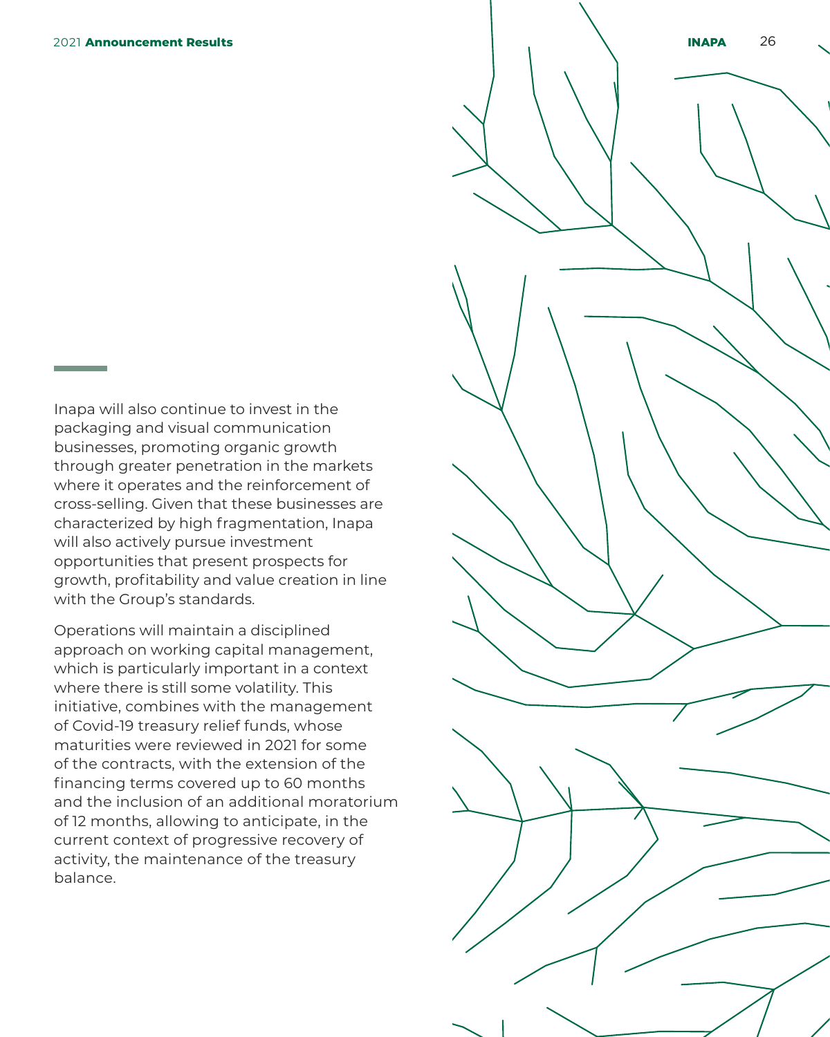Inapa will also continue to invest in the packaging and visual communication businesses, promoting organic growth through greater penetration in the markets where it operates and the reinforcement of cross-selling. Given that these businesses are characterized by high fragmentation, Inapa will also actively pursue investment opportunities that present prospects for growth, profitability and value creation in line with the Group's standards.

Operations will maintain a disciplined approach on working capital management, which is particularly important in a context where there is still some volatility. This initiative, combines with the management of Covid-19 treasury relief funds, whose maturities were reviewed in 2021 for some of the contracts, with the extension of the financing terms covered up to 60 months and the inclusion of an additional moratorium of 12 months, allowing to anticipate, in the current context of progressive recovery of activity, the maintenance of the treasury balance.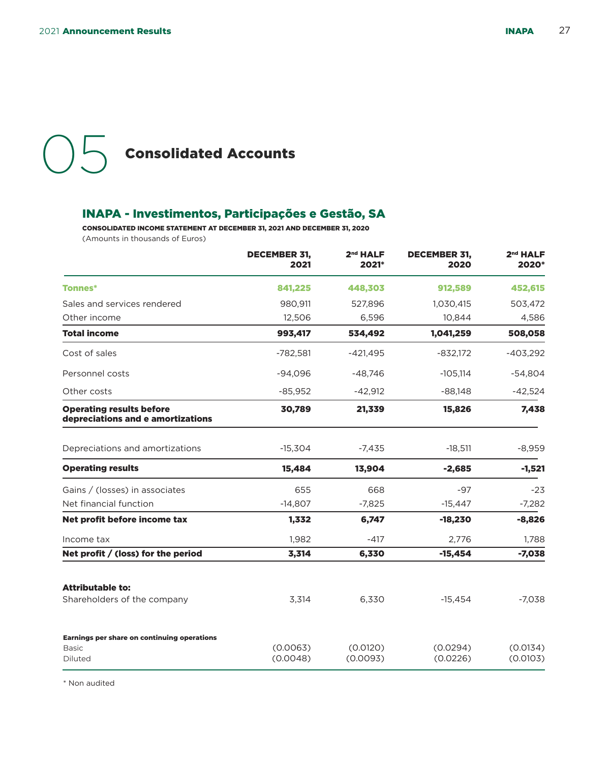# 05 Consolidated Accounts

## INAPA - Investimentos, Participações e Gestão, SA

**CONSOLIDATED INCOME STATEMENT AT DECEMBER 31, 2021 AND DECEMBER 31, 2020**

(Amounts in thousands of Euros)

| | DECEMBER 31, 2021 | 2nd HALF 2021* | DECEMBER 31, 2020 | 2nd HALF 2020* |
|---|---|---|---|---|
| **Tonnes*** | **841,225** | **448,303** | **912,589** | **452,615** |
| Sales and services rendered | 980,911 | 527,896 | 1,030,415 | 503,472 |
| Other income | 12,506 | 6,596 | 10,844 | 4,586 |
| **Total income** | **993,417** | **534,492** | **1,041,259** | **508,058** |
| Cost of sales | -782,581 | -421,495 | -832,172 | -403,292 |
| Personnel costs | -94,096 | -48,746 | -105,114 | -54,804 |
| Other costs | -85,952 | -42,912 | -88,148 | -42,524 |
| **Operating results before depreciations and e amortizations** | **30,789** | **21,339** | **15,826** | **7,438** |
| Depreciations and amortizations | -15,304 | -7,435 | -18,511 | -8,959 |
| **Operating results** | **15,484** | **13,904** | **-2,685** | **-1,521** |
| Gains / (losses) in associates | 655 | 668 | -97 | -23 |
| Net financial function | -14,807 | -7,825 | -15,447 | -7,282 |
| **Net profit before income tax** | **1,332** | **6,747** | **-18,230** | **-8,826** |
| Income tax | 1,982 | -417 | 2,776 | 1,788 |
| **Net profit / (loss) for the period** | **3,314** | **6,330** | **-15,454** | **-7,038** |
| **Attributable to:** | | | | |
| Shareholders of the company | 3,314 | 6,330 | -15,454 | -7,038 |
| **Earnings per share on continuing operations** | | | | |
| Basic | (0.0063) | (0.0120) | (0.0294) | (0.0134) |
| Diluted | (0.0048) | (0.0093) | (0.0226) | (0.0103) |

\* Non audited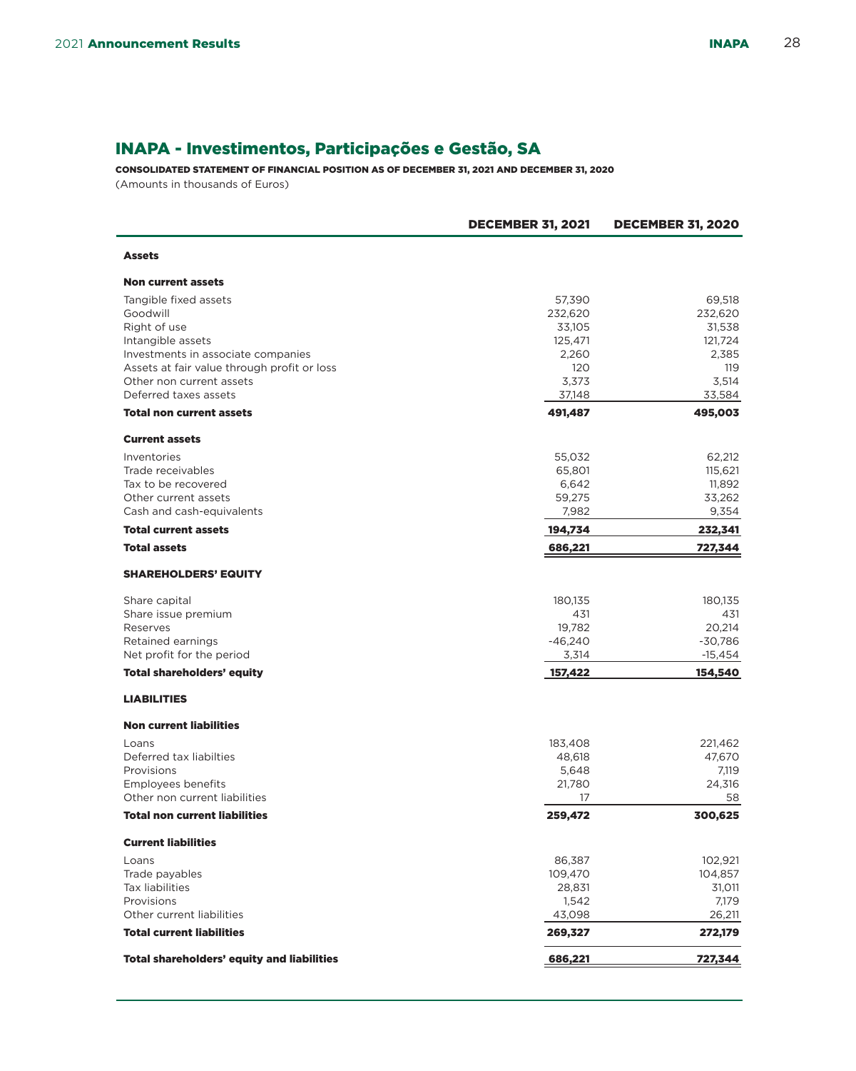# INAPA - Investimentos, Participações e Gestão, SA

**CONSOLIDATED STATEMENT OF FINANCIAL POSITION AS OF DECEMBER 31, 2021 AND DECEMBER 31, 2020**

(Amounts in thousands of Euros)

| | DECEMBER 31, 2021 | DECEMBER 31, 2020 |
|---|---|---|
| **Assets** | | |
| **Non current assets** | | |
| Tangible fixed assets | 57,390 | 69,518 |
| Goodwill | 232,620 | 232,620 |
| Right of use | 33,105 | 31,538 |
| Intangible assets | 125,471 | 121,724 |
| Investments in associate companies | 2,260 | 2,385 |
| Assets at fair value through profit or loss | 120 | 119 |
| Other non current assets | 3,373 | 3,514 |
| Deferred taxes assets | 37,148 | 33,584 |
| **Total non current assets** | **491,487** | **495,003** |
| **Current assets** | | |
| Inventories | 55,032 | 62,212 |
| Trade receivables | 65,801 | 115,621 |
| Tax to be recovered | 6,642 | 11,892 |
| Other current assets | 59,275 | 33,262 |
| Cash and cash-equivalents | 7,982 | 9,354 |
| **Total current assets** | **194,734** | **232,341** |
| **Total assets** | **686,221** | **727,344** |
| **SHAREHOLDERS' EQUITY** | | |
| Share capital | 180,135 | 180,135 |
| Share issue premium | 431 | 431 |
| Reserves | 19,782 | 20,214 |
| Retained earnings | -46,240 | -30,786 |
| Net profit for the period | 3,314 | -15,454 |
| **Total shareholders' equity** | **157,422** | **154,540** |
| **LIABILITIES** | | |
| **Non current liabilities** | | |
| Loans | 183,408 | 221,462 |
| Deferred tax liabilties | 48,618 | 47,670 |
| Provisions | 5,648 | 7,119 |
| Employees benefits | 21,780 | 24,316 |
| Other non current liabilities | 17 | 58 |
| **Total non current liabilities** | **259,472** | **300,625** |
| **Current liabilities** | | |
| Loans | 86,387 | 102,921 |
| Trade payables | 109,470 | 104,857 |
| Tax liabilities | 28,831 | 31,011 |
| Provisions | 1,542 | 7,179 |
| Other current liabilities | 43,098 | 26,211 |
| **Total current liabilities** | **269,327** | **272,179** |
| **Total shareholders' equity and liabilities** | **686,221** | **727,344** |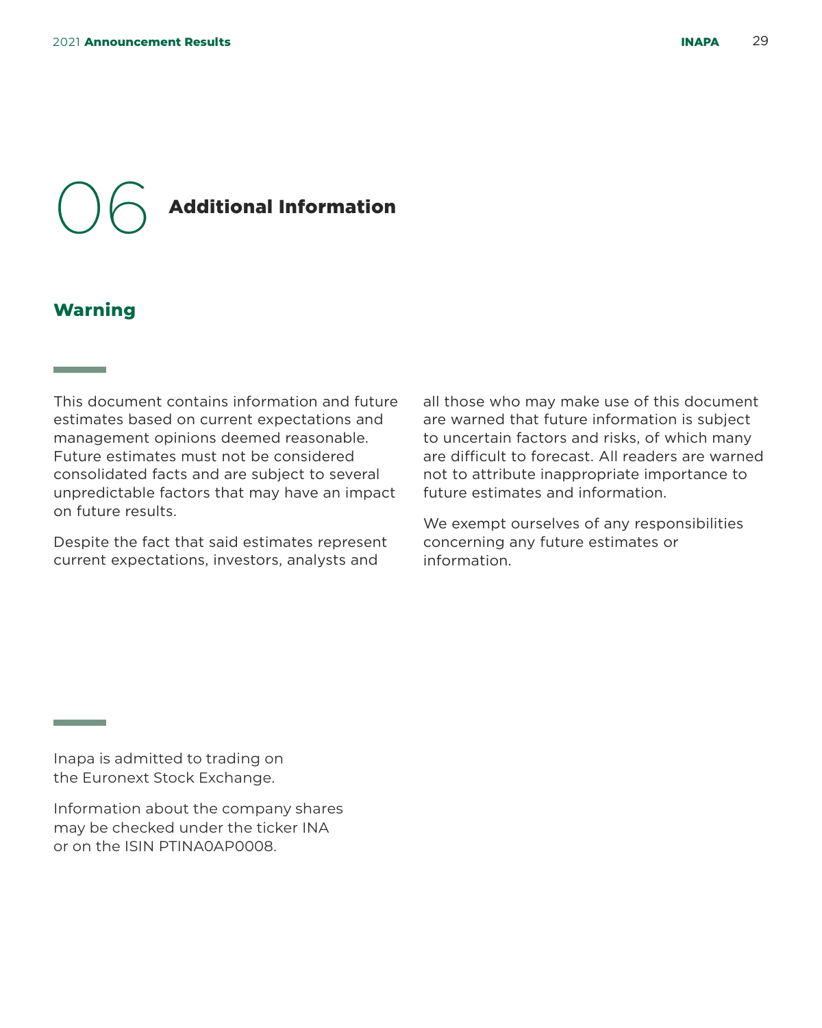# 06 Additional Information

## Warning

This document contains information and future estimates based on current expectations and management opinions deemed reasonable. Future estimates must not be considered consolidated facts and are subject to several unpredictable factors that may have an impact on future results.

Despite the fact that said estimates represent current expectations, investors, analysts and all those who may make use of this document are warned that future information is subject to uncertain factors and risks, of which many are difficult to forecast. All readers are warned not to attribute inappropriate importance to future estimates and information.

We exempt ourselves of any responsibilities concerning any future estimates or information.

Inapa is admitted to trading on the Euronext Stock Exchange.

Information about the company shares may be checked under the ticker INA or on the ISIN PTINA0AP0008.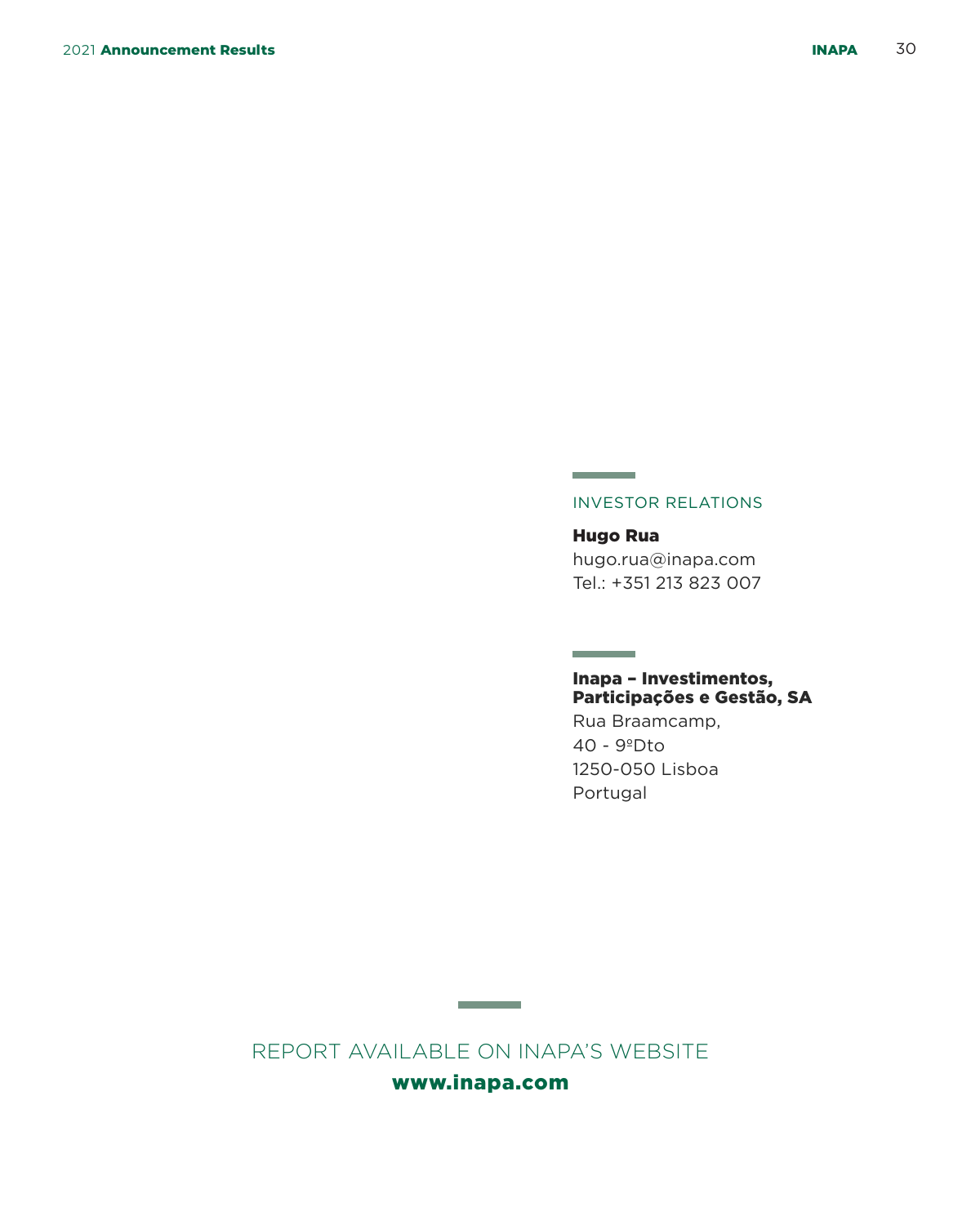INVESTOR RELATIONS

**Hugo Rua**
hugo.rua@inapa.com
Tel.: +351 213 823 007

**Inapa – Investimentos, Participações e Gestão, SA**
Rua Braamcamp,
40 - 9ºDto
1250-050 Lisboa
Portugal

REPORT AVAILABLE ON INAPA'S WEBSITE

**www.inapa.com**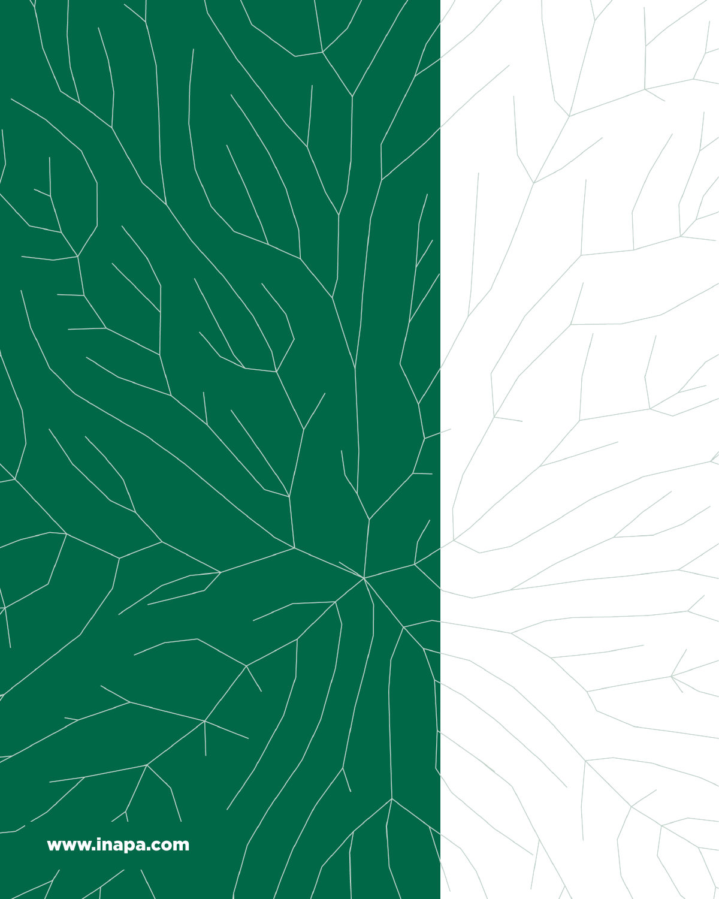www.inapa.com